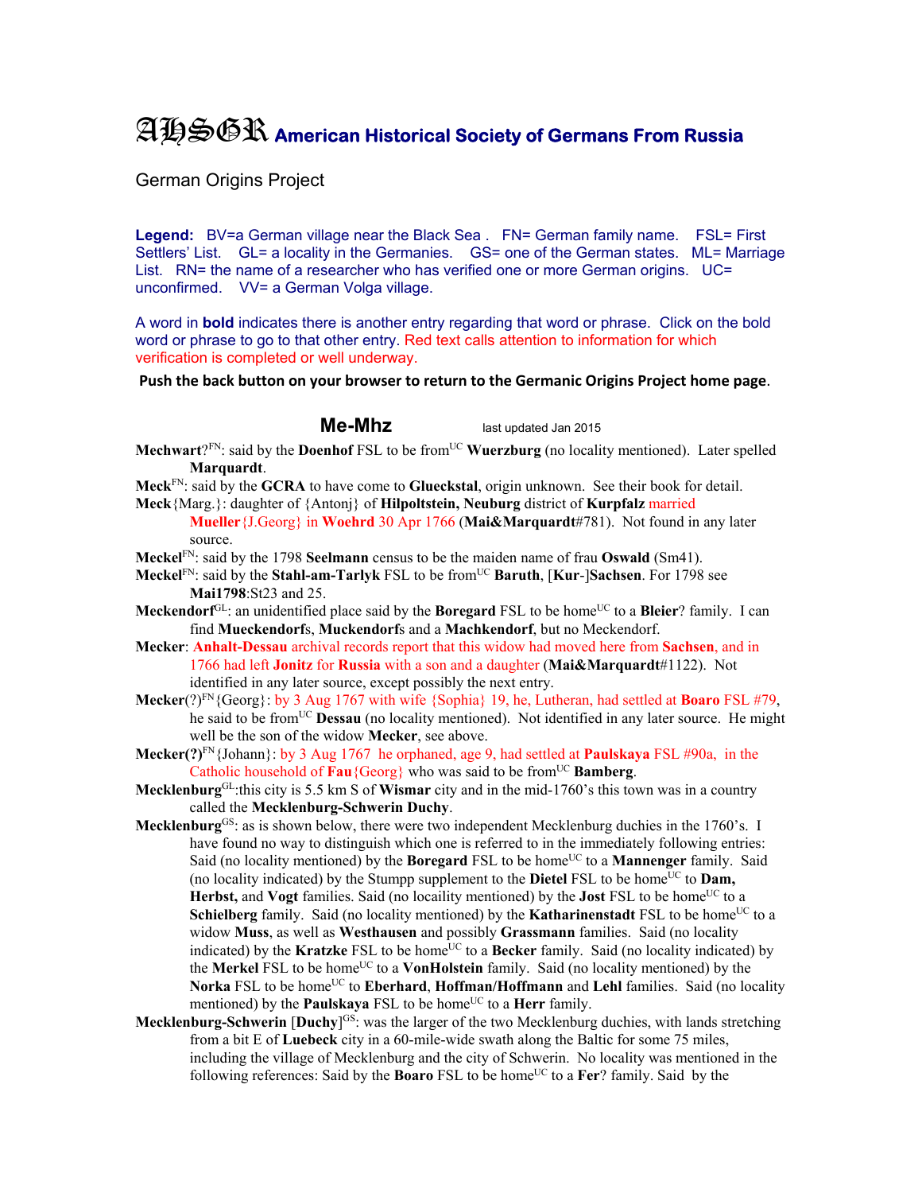# AHSGR American Historical Society of Germans From Russia

German Origins Project

**Legend:** BV=a German village near the Black Sea . FN= German family name. FSL= First Settlers' List. GL= a locality in the Germanies. GS= one of the German states. ML= Marriage List. RN= the name of a researcher who has verified one or more German origins. UC= unconfirmed. VV= a German Volga village.

A word in **bold** indicates there is another entry regarding that word or phrase. Click on the bold word or phrase to go to that other entry. Red text calls attention to information for which verification is completed or well underway.

**Push the back button on your browser to return to the Germanic Origins Project home page.**

## Me-Mhz last updated Jan 2015

**Mechwart**?[FN]: said by the **Doenhof** FSL to be from[UC] **Wuerzburg** (no locality mentioned). Later spelled **Marquardt**.

**Meck**[FN]: said by the **GCRA** to have come to **Glueckstal**, origin unknown. See their book for detail.

**Meck**{Marg.}: daughter of {Antonj} of **Hilpoltstein, Neuburg** district of **Kurpfalz** married **Mueller**{J.Georg} in **Woehrd** 30 Apr 1766 (**Mai&Marquardt**#781). Not found in any later source.

**Meckel**[FN]: said by the 1798 **Seelmann** census to be the maiden name of frau **Oswald** (Sm41).

**Meckel**[FN]: said by the **Stahl-am-Tarlyk** FSL to be from[UC] **Baruth**, [**Kur**-]**Sachsen**. For 1798 see **Mai1798**:St23 and 25.

**Meckendorf**[GL]: an unidentified place said by the **Boregard** FSL to be home[UC] to a **Bleier**? family. I can find **Mueckendorf**s, **Muckendorf**s and a **Machkendorf**, but no Meckendorf.

**Mecker**: **Anhalt-Dessau** archival records report that this widow had moved here from **Sachsen**, and in 1766 had left **Jonitz** for **Russia** with a son and a daughter (**Mai&Marquardt**#1122). Not identified in any later source, except possibly the next entry.

**Mecker**(?)[FN]{Georg}: by 3 Aug 1767 with wife {Sophia} 19, he, Lutheran, had settled at **Boaro** FSL #79, he said to be from[UC] **Dessau** (no locality mentioned). Not identified in any later source. He might well be the son of the widow **Mecker**, see above.

**Mecker(?)**[FN]{Johann}: by 3 Aug 1767 he orphaned, age 9, had settled at **Paulskaya** FSL #90a, in the Catholic household of **Fau**{Georg} who was said to be from[UC] **Bamberg**.

**Mecklenburg**[GL]:this city is 5.5 km S of **Wismar** city and in the mid-1760's this town was in a country called the **Mecklenburg-Schwerin Duchy**.

**Mecklenburg**[GS]: as is shown below, there were two independent Mecklenburg duchies in the 1760's. I have found no way to distinguish which one is referred to in the immediately following entries: Said (no locality mentioned) by the **Boregard** FSL to be home[UC] to a **Mannenger** family. Said (no locality indicated) by the Stumpp supplement to the **Dietel** FSL to be home[UC] to **Dam, Herbst,** and **Vogt** families. Said (no locaility mentioned) by the **Jost** FSL to be home[UC] to a **Schielberg** family. Said (no locality mentioned) by the **Katharinenstadt** FSL to be home[UC] to a widow **Muss**, as well as **Westhausen** and possibly **Grassmann** families. Said (no locality indicated) by the **Kratzke** FSL to be home[UC] to a **Becker** family. Said (no locality indicated) by the **Merkel** FSL to be home[UC] to a **VonHolstein** family. Said (no locality mentioned) by the **Norka** FSL to be home[UC] to **Eberhard**, **Hoffman/Hoffmann** and **Lehl** families. Said (no locality mentioned) by the **Paulskaya** FSL to be home[UC] to a **Herr** family.

**Mecklenburg-Schwerin** [**Duchy**][GS]: was the larger of the two Mecklenburg duchies, with lands stretching from a bit E of **Luebeck** city in a 60-mile-wide swath along the Baltic for some 75 miles, including the village of Mecklenburg and the city of Schwerin. No locality was mentioned in the following references: Said by the **Boaro** FSL to be home[UC] to a **Fer**? family. Said by the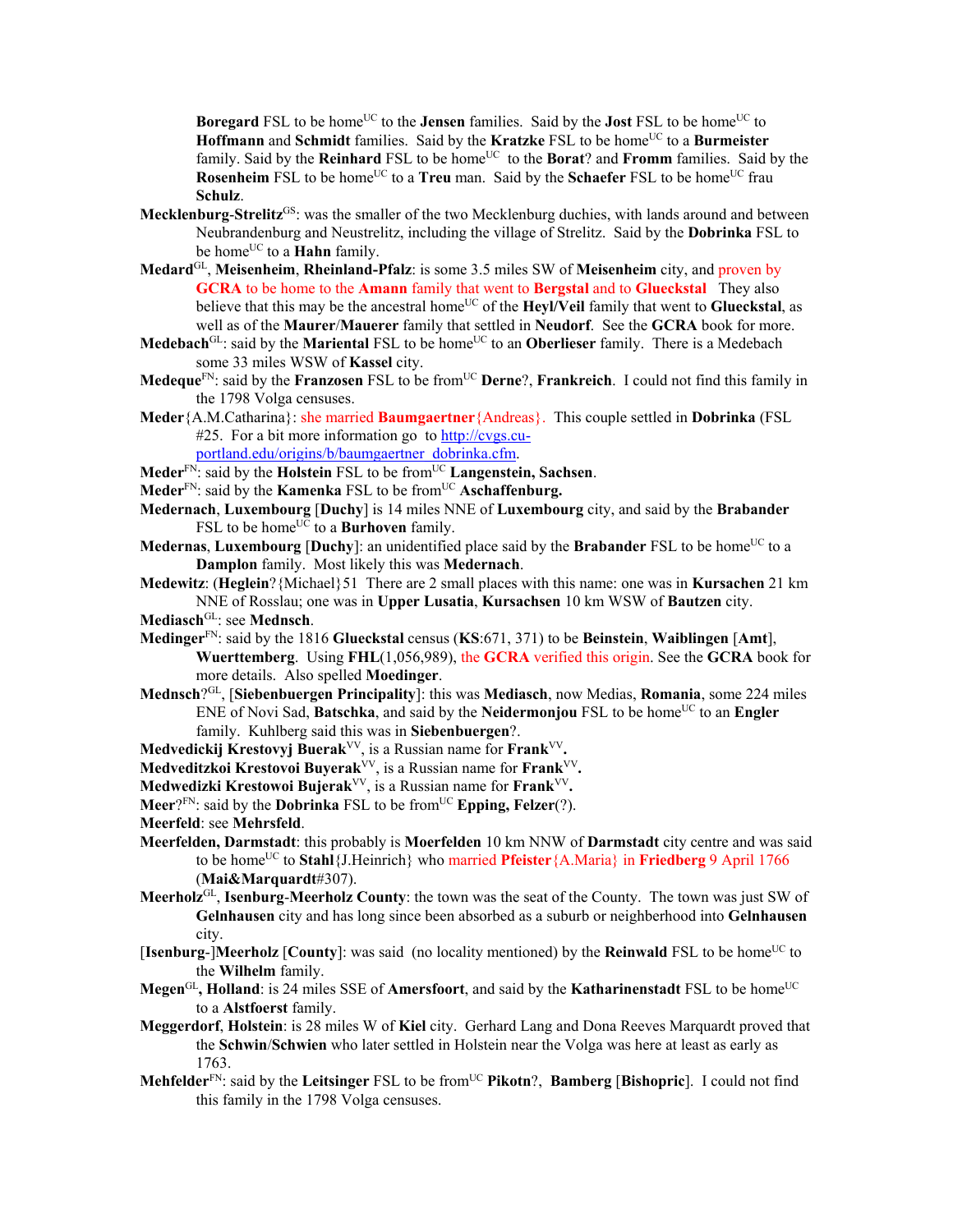**Boregard** FSL to be home[UC] to the **Jensen** families. Said by the **Jost** FSL to be home[UC] to **Hoffmann** and **Schmidt** families. Said by the **Kratzke** FSL to be home[UC] to a **Burmeister** family. Said by the **Reinhard** FSL to be home[UC] to the **Borat**? and **Fromm** families. Said by the **Rosenheim** FSL to be home[UC] to a **Treu** man. Said by the **Schaefer** FSL to be home[UC] frau **Schulz**.

**Mecklenburg-Strelitz**[GS]: was the smaller of the two Mecklenburg duchies, with lands around and between Neubrandenburg and Neustrelitz, including the village of Strelitz. Said by the **Dobrinka** FSL to be home[UC] to a **Hahn** family.

**Medard**[GL], **Meisenheim**, **Rheinland-Pfalz**: is some 3.5 miles SW of **Meisenheim** city, and proven by **GCRA** to be home to the **Amann** family that went to **Bergstal** and to **Glueckstal** They also believe that this may be the ancestral home[UC] of the **Heyl/Veil** family that went to **Glueckstal**, as well as of the **Maurer**/**Mauerer** family that settled in **Neudorf**. See the **GCRA** book for more.

**Medebach**[GL]: said by the **Mariental** FSL to be home[UC] to an **Oberlieser** family. There is a Medebach some 33 miles WSW of **Kassel** city.

**Medeque**[FN]: said by the **Franzosen** FSL to be from[UC] **Derne**?, **Frankreich**. I could not find this family in the 1798 Volga censuses.

**Meder**{A.M.Catharina}: she married **Baumgaertner**{Andreas}. This couple settled in **Dobrinka** (FSL #25. For a bit more information go to http://cvgs.cu-portland.edu/origins/b/baumgaertner_dobrinka.cfm.

**Meder**[FN]: said by the **Holstein** FSL to be from[UC] **Langenstein, Sachsen**.

**Meder**[FN]: said by the **Kamenka** FSL to be from[UC] **Aschaffenburg.**

**Medernach**, **Luxembourg** [**Duchy**] is 14 miles NNE of **Luxembourg** city, and said by the **Brabander** FSL to be home[UC] to a **Burhoven** family.

**Medernas**, **Luxembourg** [**Duchy**]: an unidentified place said by the **Brabander** FSL to be home[UC] to a **Damplon** family. Most likely this was **Medernach**.

**Medewitz**: (**Heglein**?{Michael}51 There are 2 small places with this name: one was in **Kursachen** 21 km NNE of Rosslau; one was in **Upper Lusatia**, **Kursachsen** 10 km WSW of **Bautzen** city.

**Mediasch**[GL]: see **Mednsch**.

**Medinger**[FN]: said by the 1816 **Glueckstal** census (**KS**:671, 371) to be **Beinstein**, **Waiblingen** [**Amt**], **Wuerttemberg**. Using **FHL**(1,056,989), the **GCRA** verified this origin. See the **GCRA** book for more details. Also spelled **Moedinger**.

**Mednsch**?[GL], [**Siebenbuergen Principality**]: this was **Mediasch**, now Medias, **Romania**, some 224 miles ENE of Novi Sad, **Batschka**, and said by the **Neidermonjou** FSL to be home[UC] to an **Engler** family. Kuhlberg said this was in **Siebenbuergen**?.

**Medvedickij Krestovyj Buerak**[VV], is a Russian name for **Frank**[VV]**.**

**Medveditzkoi Krestovoi Buyerak**[VV], is a Russian name for **Frank**[VV]**.**

**Medwedizki Krestowoi Bujerak**[VV], is a Russian name for **Frank**[VV]**.**

**Meer**?[FN]: said by the **Dobrinka** FSL to be from[UC] **Epping, Felzer**(?).

**Meerfeld**: see **Mehrsfeld**.

**Meerfelden, Darmstadt**: this probably is **Moerfelden** 10 km NNW of **Darmstadt** city centre and was said to be home[UC] to **Stahl**{J.Heinrich} who married **Pfeister**{A.Maria} in **Friedberg** 9 April 1766 (**Mai&Marquardt**#307).

**Meerholz**[GL], **Isenburg-Meerholz County**: the town was the seat of the County. The town was just SW of **Gelnhausen** city and has long since been absorbed as a suburb or neighborhood into **Gelnhausen** city.

[**Isenburg**-]**Meerholz** [**County**]: was said (no locality mentioned) by the **Reinwald** FSL to be home[UC] to the **Wilhelm** family.

**Megen**[GL]**, Holland**: is 24 miles SSE of **Amersfoort**, and said by the **Katharinenstadt** FSL to be home[UC] to a **Alstfoerst** family.

**Meggerdorf**, **Holstein**: is 28 miles W of **Kiel** city. Gerhard Lang and Dona Reeves Marquardt proved that the **Schwin**/**Schwien** who later settled in Holstein near the Volga was here at least as early as 1763.

**Mehfelder**[FN]: said by the **Leitsinger** FSL to be from[UC] **Pikotn**?, **Bamberg** [**Bishopric**]. I could not find this family in the 1798 Volga censuses.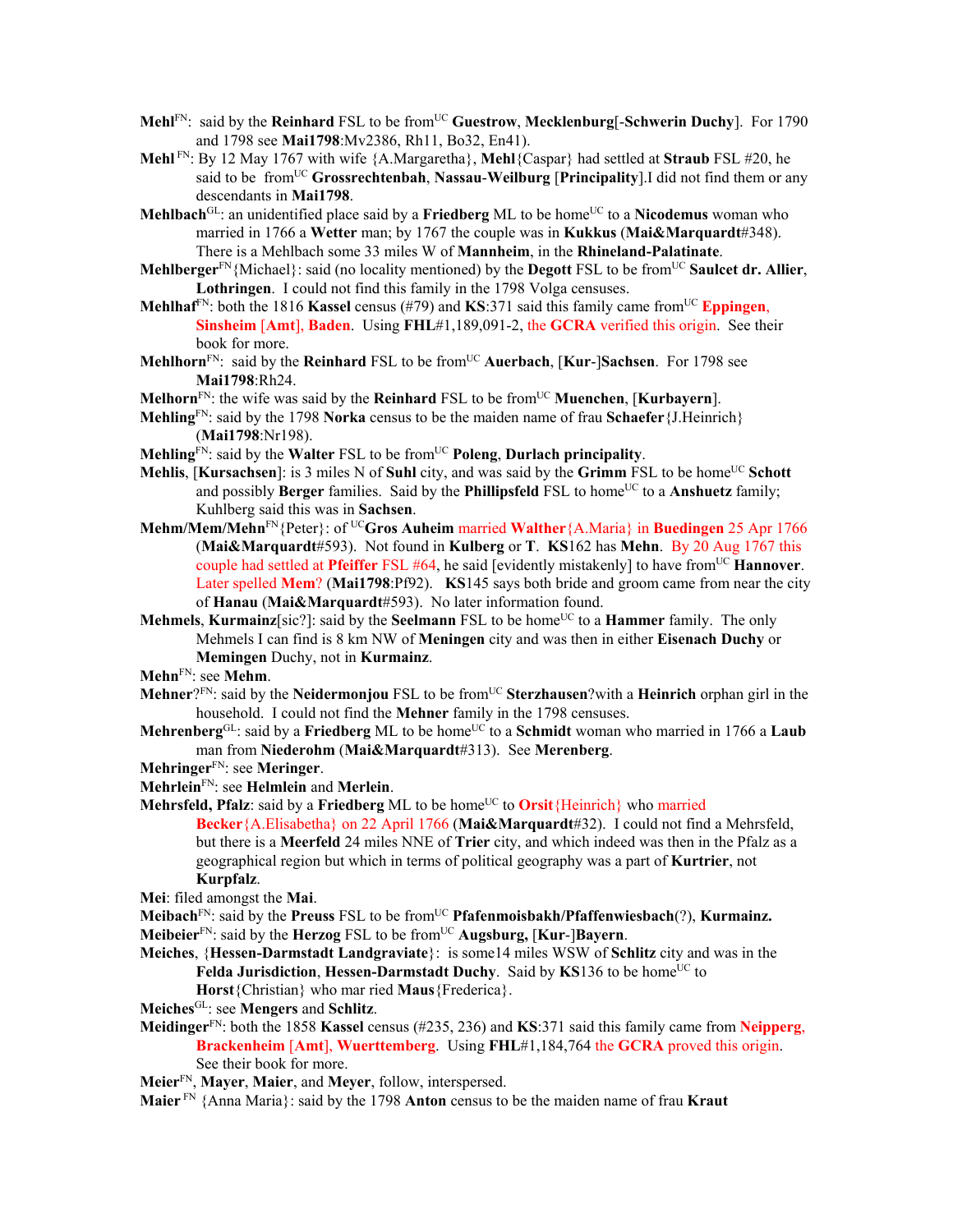**Mehl**FN: said by the **Reinhard** FSL to be fromUC **Guestrow**, **Mecklenburg**[-**Schwerin Duchy**]. For 1790 and 1798 see **Mai1798**:Mv2386, Rh11, Bo32, En41).

**Mehl** FN: By 12 May 1767 with wife {A.Margaretha}, **Mehl**{Caspar} had settled at **Straub** FSL #20, he said to be fromUC **Grossrechtenbah**, **Nassau-Weilburg** [**Principality**].I did not find them or any descendants in **Mai1798**.

**Mehlbach**GL: an unidentified place said by a **Friedberg** ML to be homeUC to a **Nicodemus** woman who married in 1766 a **Wetter** man; by 1767 the couple was in **Kukkus** (**Mai&Marquardt**#348). There is a Mehlbach some 33 miles W of **Mannheim**, in the **Rhineland-Palatinate**.

**Mehlberger**FN{Michael}: said (no locality mentioned) by the **Degott** FSL to be fromUC **Saulcet dr. Allier**, **Lothringen**. I could not find this family in the 1798 Volga censuses.

**Mehlhaf**FN: both the 1816 **Kassel** census (#79) and **KS**:371 said this family came fromUC **Eppingen**, **Sinsheim** [**Amt**], **Baden**. Using **FHL**#1,189,091-2, the **GCRA** verified this origin. See their book for more.

**Mehlhorn**FN: said by the **Reinhard** FSL to be fromUC **Auerbach**, [**Kur**-]**Sachsen**. For 1798 see **Mai1798**:Rh24.

**Melhorn**FN: the wife was said by the **Reinhard** FSL to be fromUC **Muenchen**, [**Kurbayern**].

**Mehling**FN: said by the 1798 **Norka** census to be the maiden name of frau **Schaefer**{J.Heinrich} (**Mai1798**:Nr198).

**Mehling**FN: said by the **Walter** FSL to be fromUC **Poleng**, **Durlach principality**.

**Mehlis**, [**Kursachsen**]: is 3 miles N of **Suhl** city, and was said by the **Grimm** FSL to be homeUC **Schott** and possibly **Berger** families. Said by the **Phillipsfeld** FSL to homeUC to a **Anshuetz** family; Kuhlberg said this was in **Sachsen**.

**Mehm/Mem/Mehn**FN{Peter}: of UC**Gros Auheim** married **Walther**{A.Maria} in **Buedingen** 25 Apr 1766 (**Mai&Marquardt**#593). Not found in **Kulberg** or **T**. **KS**162 has **Mehn**. By 20 Aug 1767 this couple had settled at **Pfeiffer** FSL #64, he said [evidently mistakenly] to have fromUC **Hannover**. Later spelled **Mem**? (**Mai1798**:Pf92). **KS**145 says both bride and groom came from near the city of **Hanau** (**Mai&Marquardt**#593). No later information found.

**Mehmels**, **Kurmainz**[sic?]: said by the **Seelmann** FSL to be homeUC to a **Hammer** family. The only Mehmels I can find is 8 km NW of **Meningen** city and was then in either **Eisenach Duchy** or **Memingen** Duchy, not in **Kurmainz**.

**Mehn**FN: see **Mehm**.

**Mehner**?FN: said by the **Neidermonjou** FSL to be fromUC **Sterzhausen**?with a **Heinrich** orphan girl in the household. I could not find the **Mehner** family in the 1798 censuses.

**Mehrenberg**GL: said by a **Friedberg** ML to be homeUC to a **Schmidt** woman who married in 1766 a **Laub** man from **Niederohm** (**Mai&Marquardt**#313). See **Merenberg**.

**Mehringer**FN: see **Meringer**.

**Mehrlein**FN: see **Helmlein** and **Merlein**.

**Mehrsfeld, Pfalz**: said by a **Friedberg** ML to be homeUC to **Orsit**{Heinrich} who married **Becker**{A.Elisabetha} on 22 April 1766 (**Mai&Marquardt**#32). I could not find a Mehrsfeld, but there is a **Meerfeld** 24 miles NNE of **Trier** city, and which indeed was then in the Pfalz as a geographical region but which in terms of political geography was a part of **Kurtrier**, not **Kurpfalz**.

**Mei**: filed amongst the **Mai**.

**Meibach**FN: said by the **Preuss** FSL to be fromUC **Pfafenmoisbakh/Pfaffenwiesbach**(?), **Kurmainz.**

**Meibeier**FN: said by the **Herzog** FSL to be fromUC **Augsburg,** [**Kur**-]**Bayern**.

**Meiches**, {**Hessen-Darmstadt Landgraviate**}: is some14 miles WSW of **Schlitz** city and was in the **Felda Jurisdiction**, **Hessen-Darmstadt Duchy**. Said by **KS**136 to be homeUC to **Horst**{Christian} who mar ried **Maus**{Frederica}.

**Meiches**GL: see **Mengers** and **Schlitz**.

**Meidinger**FN: both the 1858 **Kassel** census (#235, 236) and **KS**:371 said this family came from **Neipperg**, **Brackenheim** [**Amt**], **Wuerttemberg**. Using **FHL**#1,184,764 the **GCRA** proved this origin. See their book for more.

**Meier**FN, **Mayer**, **Maier**, and **Meyer**, follow, interspersed.

**Maier** FN {Anna Maria}: said by the 1798 **Anton** census to be the maiden name of frau **Kraut**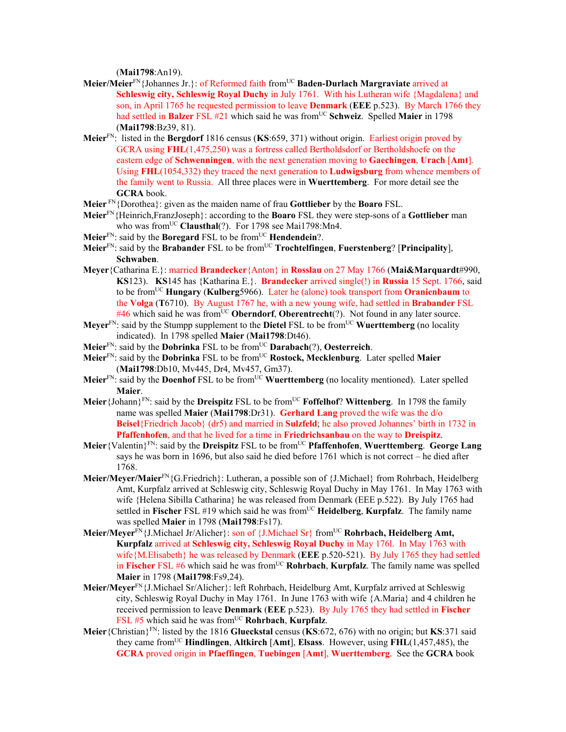(**Mai1798**:An19).

**Meier/Meier**[FN]{Johannes Jr.}: of Reformed faith from[UC] **Baden-Durlach Margraviate** arrived at **Schleswig city, Schleswig Royal Duchy** in July 1761. With his Lutheran wife {Magdalena} and son, in April 1765 he requested permission to leave **Denmark** (**EEE** p.523). By March 1766 they had settled in **Balzer** FSL #21 which said he was from[UC] **Schweiz**. Spelled **Maier** in 1798 (**Mai1798**:Bz39, 81).

**Meier**[FN]: listed in the **Bergdorf** 1816 census (**KS**:659, 371) without origin. Earliest origin proved by GCRA using **FHL**(1,475,250) was a fortress called Bertholdsdorf or Bertholdshoefe on the eastern edge of **Schwenningen**, with the next generation moving to **Gaechingen**, **Urach** [**Amt**]. Using **FHL**(1054,332) they traced the next generation to **Ludwigsburg** from whence members of the family went to Russia. All three places were in **Wuerttemberg**. For more detail see the **GCRA** book.

**Meier** [FN]{Dorothea}: given as the maiden name of frau **Gottlieber** by the **Boaro** FSL.

**Meier**[FN]{Heinrich,FranzJoseph}: according to the **Boaro** FSL they were step-sons of a **Gottlieber** man who was from[UC] **Clausthal**(?). For 1798 see Mai1798:Mn4.

**Meier**[FN]: said by the **Boregard** FSL to be from[UC] **Hendendein**?.

**Meier**[FN]: said by the **Brabander** FSL to be from[UC] **Trochtelfingen**, **Fuerstenberg**? [**Principality**], **Schwaben**.

**Meyer**{Catharina E.}: married **Brandecker**{Anton} in **Rosslau** on 27 May 1766 (**Mai&Marquardt**#990, **KS**123). **KS**145 has {Katharina E.}. **Brandecker** arrived single(!) in **Russia** 15 Sept. 1766, said to be from[UC] **Hungary** (**Kulberg**5966). Later he (alone) took transport from **Oranienbaum** to the **Volga** (**T**6710). By August 1767 he, with a new young wife, had settled in **Brabander** FSL #46 which said he was from[UC] **Oberndorf**, **Oberentrecht**(?). Not found in any later source.

**Meyer**[FN]: said by the Stumpp supplement to the **Dietel** FSL to be from[UC] **Wuerttemberg** (no locality indicated). In 1798 spelled **Maier** (**Mai1798**:Dt46).

**Meier**[FN]: said by the **Dobrinka** FSL to be from[UC] **Darabach**(?), **Oesterreich**.

**Meier**[FN]: said by the **Dobrinka** FSL to be from[UC] **Rostock, Mecklenburg**. Later spelled **Maier** (**Mai1798**:Db10, Mv445, Dr4, Mv457, Gm37).

**Meier**[FN]: said by the **Doenhof** FSL to be from[UC] **Wuerttemberg** (no locality mentioned). Later spelled **Maier**.

**Meier**{Johann}[FN]: said by the **Dreispitz** FSL to be from[UC] **Foffelhof**? **Wittenberg**. In 1798 the family name was spelled **Maier** (**Mai1798**:Dr31). **Gerhard Lang** proved the wife was the d/o **Beisel**{Friedrich Jacob} (dr5) and married in **Sulzfeld**; he also proved Johannes' birth in 1732 in **Pfaffenhofen**, and that he lived for a time in **Friedrichsanbau** on the way to **Dreispitz**.

**Meier**{Valentin}[FN]: said by the **Dreispitz** FSL to be from[UC] **Pfaffenhofen**, **Wuerttemberg**. **George Lang** says he was born in 1696, but also said he died before 1761 which is not correct – he died after 1768.

**Meier/Meyer/Maier**[FN]{G.Friedrich}: Lutheran, a possible son of {J.Michael} from Rohrbach, Heidelberg Amt, Kurpfalz arrived at Schleswig city, Schleswig Royal Duchy in May 1761. In May 1763 with wife {Helena Sibilla Catharina} he was released from Denmark (EEE p.522). By July 1765 had settled in **Fischer** FSL #19 which said he was from[UC] **Heidelberg**, **Kurpfalz**. The family name was spelled **Maier** in 1798 (**Mai1798**:Fs17).

**Meier/Meyer**[FN]{J.Michael Jr/Alicher}: son of {J.Michael Sr} from[UC] **Rohrbach, Heidelberg Amt, Kurpfalz** arrived at **Schleswig city, Schleswig Royal Duchy** in May 176l. In May 1763 with wife{M.Elisabeth} he was released by Denmark (**EEE** p.520-521). By July 1765 they had settled in **Fischer** FSL #6 which said he was from[UC] **Rohrbach**, **Kurpfalz**. The family name was spelled **Maier** in 1798 (**Mai1798**:Fs9,24).

**Meier/Meyer**[FN]{J.Michael Sr/Alicher}: left Rohrbach, Heidelburg Amt, Kurpfalz arrived at Schleswig city, Schleswig Royal Duchy in May 1761. In June 1763 with wife {A.Maria} and 4 children he received permission to leave **Denmark** (**EEE** p.523). By July 1765 they had settled in **Fischer** FSL #5 which said he was from[UC] **Rohrbach**, **Kurpfalz**.

**Meier**{Christian}[FN]: listed by the 1816 **Glueckstal** census (**KS**:672, 676) with no origin; but **KS**:371 said they came from[UC] **Hindlingen**, **Altkirch** [**Amt**], **Elsass**. However, using **FHL**(1,457,485), the **GCRA** proved origin in **Pfaeffingen**, **Tuebingen** [**Amt**], **Wuerttemberg**. See the **GCRA** book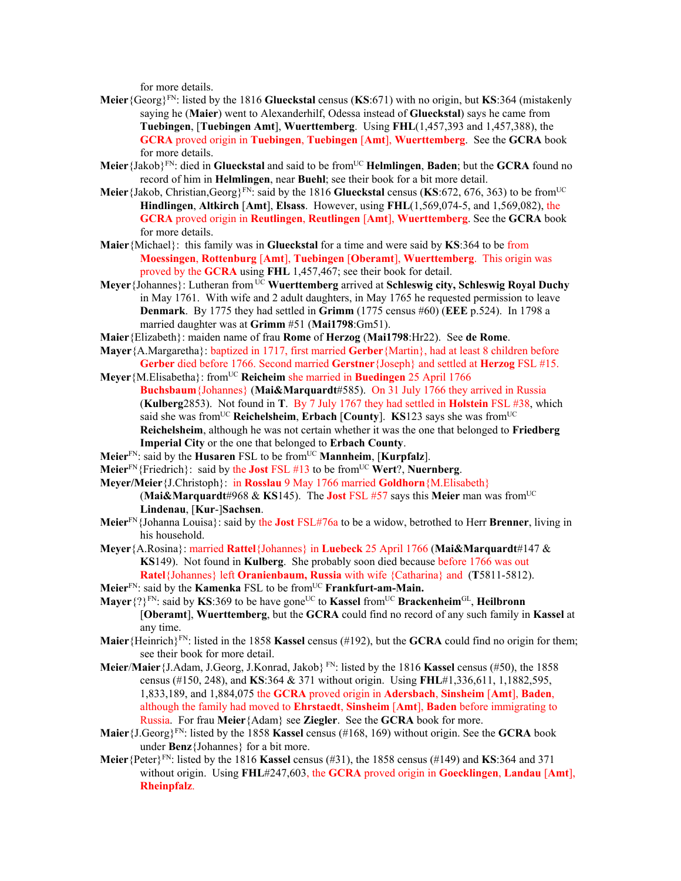for more details.

**Meier**{Georg}[FN]: listed by the 1816 **Glueckstal** census (**KS**:671) with no origin, but **KS**:364 (mistakenly saying he (**Maier**) went to Alexanderhilf, Odessa instead of **Glueckstal**) says he came from **Tuebingen**, [**Tuebingen Amt**], **Wuerttemberg**. Using **FHL**(1,457,393 and 1,457,388), the **GCRA** proved origin in **Tuebingen**, **Tuebingen** [**Amt**], **Wuerttemberg**. See the **GCRA** book for more details.

**Meier**{Jakob}[FN]: died in **Glueckstal** and said to be from[UC] **Helmlingen**, **Baden**; but the **GCRA** found no record of him in **Helmlingen**, near **Buehl**; see their book for a bit more detail.

**Meier**{Jakob, Christian,Georg}[FN]: said by the 1816 **Glueckstal** census (**KS**:672, 676, 363) to be from[UC] **Hindlingen**, **Altkirch** [**Amt**], **Elsass**. However, using **FHL**(1,569,074-5, and 1,569,082), the **GCRA** proved origin in **Reutlingen**, **Reutlingen** [**Amt**], **Wuerttemberg**. See the **GCRA** book for more details.

**Maier**{Michael}: this family was in **Glueckstal** for a time and were said by **KS**:364 to be from **Moessingen**, **Rottenburg** [**Amt**], **Tuebingen** [**Oberamt**], **Wuerttemberg**. This origin was proved by the **GCRA** using **FHL** 1,457,467; see their book for detail.

**Meyer**{Johannes}: Lutheran from [UC] **Wuerttemberg** arrived at **Schleswig city, Schleswig Royal Duchy** in May 1761. With wife and 2 adult daughters, in May 1765 he requested permission to leave **Denmark**. By 1775 they had settled in **Grimm** (1775 census #60) (**EEE** p.524). In 1798 a married daughter was at **Grimm** #51 (**Mai1798**:Gm51).

**Maier**{Elizabeth}: maiden name of frau **Rome** of **Herzog** (**Mai1798**:Hr22). See **de Rome**.

**Mayer**{A.Margaretha}: baptized in 1717, first married **Gerber**{Martin}, had at least 8 children before **Gerber** died before 1766. Second married **Gerstner**{Joseph} and settled at **Herzog** FSL #15.

**Meyer**{M.Elisabetha}: from[UC] **Reicheim** she married in **Buedingen** 25 April 1766 **Buchsbaum**{Johannes} (**Mai&Marquardt**#585). On 31 July 1766 they arrived in Russia (**Kulberg**2853). Not found in **T**. By 7 July 1767 they had settled in **Holstein** FSL #38, which said she was from[UC] **Reichelsheim**, **Erbach** [**County**]. **KS**123 says she was from[UC] **Reichelsheim**, although he was not certain whether it was the one that belonged to **Friedberg Imperial City** or the one that belonged to **Erbach County**.

**Meier**[FN]: said by the **Husaren** FSL to be from[UC] **Mannheim**, [**Kurpfalz**].

**Meier**[FN]{Friedrich}: said by the **Jost** FSL #13 to be from[UC] **Wert**?, **Nuernberg**.

**Meyer/Meier**{J.Christoph}: in **Rosslau** 9 May 1766 married **Goldhorn**{M.Elisabeth} (**Mai&Marquardt**#968 & **KS**145). The **Jost** FSL #57 says this **Meier** man was from[UC] **Lindenau**, [**Kur**-]**Sachsen**.

**Meier**[FN]{Johanna Louisa}: said by the **Jost** FSL#76a to be a widow, betrothed to Herr **Brenner**, living in his household.

**Meyer**{A.Rosina}: married **Rattel**{Johannes} in **Luebeck** 25 April 1766 (**Mai&Marquardt**#147 & **KS**149). Not found in **Kulberg**. She probably soon died because before 1766 was out **Ratel**{Johannes} left **Oranienbaum, Russia** with wife {Catharina} and (**T**5811-5812).

**Meier**[FN]: said by the **Kamenka** FSL to be from[UC] **Frankfurt-am-Main.**

**Mayer**{?}[FN]: said by **KS**:369 to be have gone[UC] to **Kassel** from[UC] **Brackenheim**[GL], **Heilbronn** [**Oberamt**], **Wuerttemberg**, but the **GCRA** could find no record of any such family in **Kassel** at any time.

**Maier**{Heinrich}[FN]: listed in the 1858 **Kassel** census (#192), but the **GCRA** could find no origin for them; see their book for more detail.

**Meier**/**Maier**{J.Adam, J.Georg, J.Konrad, Jakob} [FN]: listed by the 1816 **Kassel** census (#50), the 1858 census (#150, 248), and **KS**:364 & 371 without origin. Using **FHL**#1,336,611, 1,1882,595, 1,833,189, and 1,884,075 the **GCRA** proved origin in **Adersbach**, **Sinsheim** [**Amt**], **Baden**, although the family had moved to **Ehrstaedt**, **Sinsheim** [**Amt**], **Baden** before immigrating to Russia. For frau **Meier**{Adam} see **Ziegler**. See the **GCRA** book for more.

**Maier**{J.Georg}[FN]: listed by the 1858 **Kassel** census (#168, 169) without origin. See the **GCRA** book under **Benz**{Johannes} for a bit more.

**Meier**{Peter}[FN]: listed by the 1816 **Kassel** census (#31), the 1858 census (#149) and **KS**:364 and 371 without origin. Using **FHL**#247,603, the **GCRA** proved origin in **Goecklingen**, **Landau** [**Amt**], **Rheinpfalz**.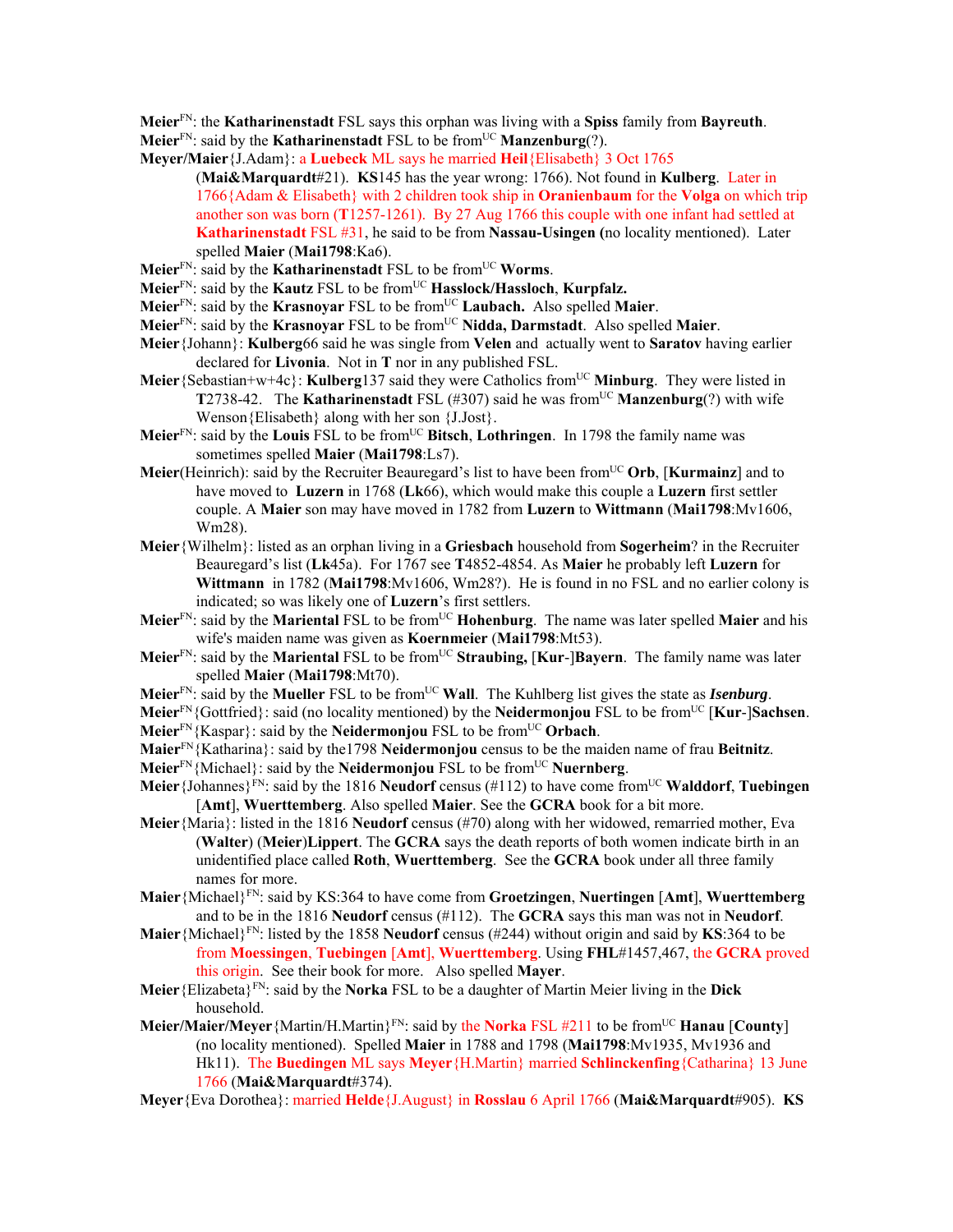**Meier**[FN]: the **Katharinenstadt** FSL says this orphan was living with a **Spiss** family from **Bayreuth**.

**Meier**[FN]: said by the **Katharinenstadt** FSL to be from[UC] **Manzenburg**(?).

**Meyer/Maier**{J.Adam}: a **Luebeck** ML says he married **Heil**{Elisabeth} 3 Oct 1765 (**Mai&Marquardt**#21). **KS**145 has the year wrong: 1766). Not found in **Kulberg**. Later in 1766{Adam & Elisabeth} with 2 children took ship in **Oranienbaum** for the **Volga** on which trip another son was born (**T**1257-1261). By 27 Aug 1766 this couple with one infant had settled at **Katharinenstadt** FSL #31, he said to be from **Nassau-Usingen (**no locality mentioned). Later spelled **Maier** (**Mai1798**:Ka6).

**Meier**[FN]: said by the **Katharinenstadt** FSL to be from[UC] **Worms**.

**Meier**[FN]: said by the **Kautz** FSL to be from[UC] **Hasslock/Hassloch**, **Kurpfalz.**

**Meier**[FN]: said by the **Krasnoyar** FSL to be from[UC] **Laubach.** Also spelled **Maier**.

**Meier**[FN]: said by the **Krasnoyar** FSL to be from[UC] **Nidda, Darmstadt**. Also spelled **Maier**.

**Meier**{Johann}: **Kulberg**66 said he was single from **Velen** and actually went to **Saratov** having earlier declared for **Livonia**. Not in **T** nor in any published FSL.

**Meier**{Sebastian+w+4c}: **Kulberg**137 said they were Catholics from[UC] **Minburg**. They were listed in **T**2738-42. The **Katharinenstadt** FSL (#307) said he was from[UC] **Manzenburg**(?) with wife Wenson{Elisabeth} along with her son {J.Jost}.

**Meier**[FN]: said by the **Louis** FSL to be from[UC] **Bitsch**, **Lothringen**. In 1798 the family name was sometimes spelled **Maier** (**Mai1798**:Ls7).

**Meier**(Heinrich): said by the Recruiter Beauregard's list to have been from[UC] **Orb**, [**Kurmainz**] and to have moved to **Luzern** in 1768 (**Lk**66), which would make this couple a **Luzern** first settler couple. A **Maier** son may have moved in 1782 from **Luzern** to **Wittmann** (**Mai1798**:Mv1606, Wm28).

**Meier**{Wilhelm}: listed as an orphan living in a **Griesbach** household from **Sogerheim**? in the Recruiter Beauregard's list (**Lk**45a). For 1767 see **T**4852-4854. As **Maier** he probably left **Luzern** for **Wittmann** in 1782 (**Mai1798**:Mv1606, Wm28?). He is found in no FSL and no earlier colony is indicated; so was likely one of **Luzern**'s first settlers.

**Meier**[FN]: said by the **Mariental** FSL to be from[UC] **Hohenburg**. The name was later spelled **Maier** and his wife's maiden name was given as **Koernmeier** (**Mai1798**:Mt53).

**Meier**[FN]: said by the **Mariental** FSL to be from[UC] **Straubing,** [**Kur**-]**Bayern**. The family name was later spelled **Maier** (**Mai1798**:Mt70).

**Meier**[FN]: said by the **Mueller** FSL to be from[UC] **Wall**. The Kuhlberg list gives the state as ***Isenburg***.

**Meier**[FN]{Gottfried}: said (no locality mentioned) by the **Neidermonjou** FSL to be from[UC] [**Kur**-]**Sachsen**.

**Meier**[FN]{Kaspar}: said by the **Neidermonjou** FSL to be from[UC] **Orbach**.

**Maier**[FN]{Katharina}: said by the1798 **Neidermonjou** census to be the maiden name of frau **Beitnitz**.

**Meier**[FN]{Michael}: said by the **Neidermonjou** FSL to be from[UC] **Nuernberg**.

**Meier**{Johannes}[FN]: said by the 1816 **Neudorf** census (#112) to have come from[UC] **Walddorf**, **Tuebingen** [**Amt**], **Wuerttemberg**. Also spelled **Maier**. See the **GCRA** book for a bit more.

**Meier**{Maria}: listed in the 1816 **Neudorf** census (#70) along with her widowed, remarried mother, Eva (**Walter**) (**Meier**)**Lippert**. The **GCRA** says the death reports of both women indicate birth in an unidentified place called **Roth**, **Wuerttemberg**. See the **GCRA** book under all three family names for more.

**Maier**{Michael}[FN]: said by KS:364 to have come from **Groetzingen**, **Nuertingen** [**Amt**], **Wuerttemberg** and to be in the 1816 **Neudorf** census (#112). The **GCRA** says this man was not in **Neudorf**.

**Maier**{Michael}[FN]: listed by the 1858 **Neudorf** census (#244) without origin and said by **KS**:364 to be from **Moessingen**, **Tuebingen** [**Amt**], **Wuerttemberg**. Using **FHL**#1457,467, the **GCRA** proved this origin. See their book for more. Also spelled **Mayer**.

**Meier**{Elizabeta}[FN]: said by the **Norka** FSL to be a daughter of Martin Meier living in the **Dick** household.

**Meier/Maier/Meyer**{Martin/H.Martin}[FN]: said by the **Norka** FSL #211 to be from[UC] **Hanau** [**County**] (no locality mentioned). Spelled **Maier** in 1788 and 1798 (**Mai1798**:Mv1935, Mv1936 and Hk11). The **Buedingen** ML says **Meyer**{H.Martin} married **Schlinckenfing**{Catharina} 13 June 1766 (**Mai&Marquardt**#374).

**Meyer**{Eva Dorothea}: married **Helde**{J.August} in **Rosslau** 6 April 1766 (**Mai&Marquardt**#905). **KS**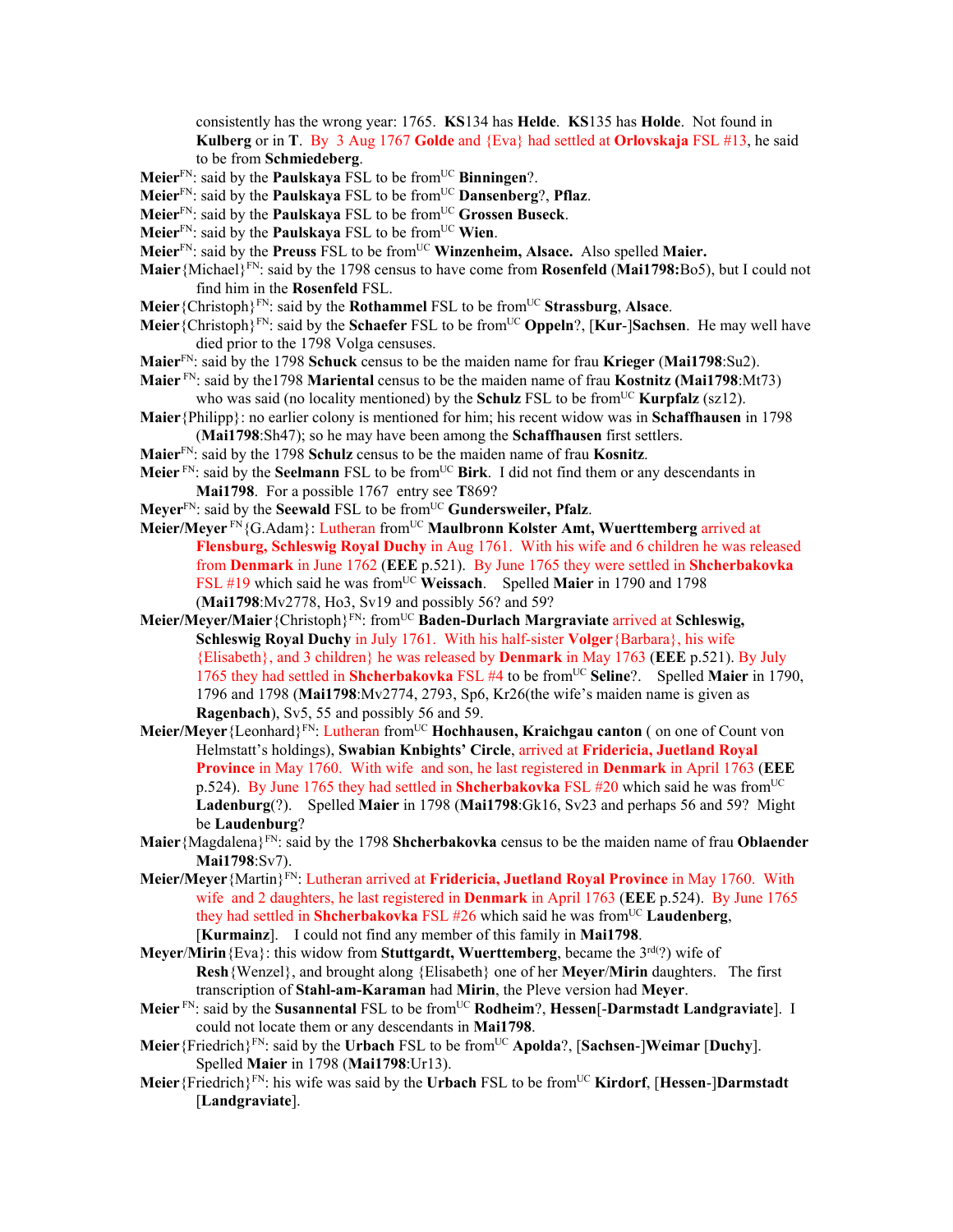consistently has the wrong year: 1765. **KS**134 has **Helde**. **KS**135 has **Holde**. Not found in **Kulberg** or in **T**. By 3 Aug 1767 **Golde** and {Eva} had settled at **Orlovskaja** FSL #13, he said to be from **Schmiedeberg**.

**Meier**[FN]: said by the **Paulskaya** FSL to be from[UC] **Binningen**?.

**Meier**[FN]: said by the **Paulskaya** FSL to be from[UC] **Dansenberg**?, **Pflaz**.

**Meier**[FN]: said by the **Paulskaya** FSL to be from[UC] **Grossen Buseck**.

**Meier**[FN]: said by the **Paulskaya** FSL to be from[UC] **Wien**.

**Meier**[FN]: said by the **Preuss** FSL to be from[UC] **Winzenheim, Alsace.** Also spelled **Maier.**

**Maier**{Michael}[FN]: said by the 1798 census to have come from **Rosenfeld** (**Mai1798:**Bo5), but I could not find him in the **Rosenfeld** FSL.

**Meier**{Christoph}[FN]: said by the **Rothammel** FSL to be from[UC] **Strassburg**, **Alsace**.

**Meier**{Christoph}[FN]: said by the **Schaefer** FSL to be from[UC] **Oppeln**?, [**Kur**-]**Sachsen**. He may well have died prior to the 1798 Volga censuses.

**Maier**[FN]: said by the 1798 **Schuck** census to be the maiden name for frau **Krieger** (**Mai1798**:Su2).

**Maier** [FN]: said by the1798 **Mariental** census to be the maiden name of frau **Kostnitz (Mai1798**:Mt73) who was said (no locality mentioned) by the **Schulz** FSL to be from[UC] **Kurpfalz** (sz12).

**Maier**{Philipp}: no earlier colony is mentioned for him; his recent widow was in **Schaffhausen** in 1798 (**Mai1798**:Sh47); so he may have been among the **Schaffhausen** first settlers.

**Maier**[FN]: said by the 1798 **Schulz** census to be the maiden name of frau **Kosnitz**.

**Meier** [FN]: said by the **Seelmann** FSL to be from[UC] **Birk**. I did not find them or any descendants in **Mai1798**. For a possible 1767 entry see **T**869?

**Meyer**[FN]: said by the **Seewald** FSL to be from[UC] **Gundersweiler, Pfalz**.

**Meier/Meyer** [FN]{G.Adam}: Lutheran from[UC] **Maulbronn Kolster Amt, Wuerttemberg** arrived at **Flensburg, Schleswig Royal Duchy** in Aug 1761. With his wife and 6 children he was released from **Denmark** in June 1762 (**EEE** p.521). By June 1765 they were settled in **Shcherbakovka** FSL #19 which said he was from[UC] **Weissach**. Spelled **Maier** in 1790 and 1798 (**Mai1798**:Mv2778, Ho3, Sv19 and possibly 56? and 59?

**Meier/Meyer/Maier**{Christoph}[FN]: from[UC] **Baden-Durlach Margraviate** arrived at **Schleswig, Schleswig Royal Duchy** in July 1761. With his half-sister **Volger**{Barbara}, his wife {Elisabeth}, and 3 children} he was released by **Denmark** in May 1763 (**EEE** p.521). By July 1765 they had settled in **Shcherbakovka** FSL #4 to be from[UC] **Seline**?. Spelled **Maier** in 1790, 1796 and 1798 (**Mai1798**:Mv2774, 2793, Sp6, Kr26(the wife's maiden name is given as **Ragenbach**), Sv5, 55 and possibly 56 and 59.

**Meier/Meyer**{Leonhard}[FN]: Lutheran from[UC] **Hochhausen, Kraichgau canton** ( on one of Count von Helmstatt's holdings), **Swabian Knbights' Circle**, arrived at **Fridericia, Juetland Royal Province** in May 1760. With wife and son, he last registered in **Denmark** in April 1763 (**EEE** p.524). By June 1765 they had settled in **Shcherbakovka** FSL #20 which said he was from[UC] **Ladenburg**(?). Spelled **Maier** in 1798 (**Mai1798**:Gk16, Sv23 and perhaps 56 and 59? Might be **Laudenburg**?

**Maier**{Magdalena}[FN]: said by the 1798 **Shcherbakovka** census to be the maiden name of frau **Oblaender Mai1798**:Sv7).

**Meier/Meyer**{Martin}[FN]: Lutheran arrived at **Fridericia, Juetland Royal Province** in May 1760. With wife and 2 daughters, he last registered in **Denmark** in April 1763 (**EEE** p.524). By June 1765 they had settled in **Shcherbakovka** FSL #26 which said he was from[UC] **Laudenberg**, [**Kurmainz**]. I could not find any member of this family in **Mai1798**.

**Meyer**/**Mirin**{Eva}: this widow from **Stuttgart, Wuerttemberg**, became the 3[rd(?)] wife of **Resh**{Wenzel}, and brought along {Elisabeth} one of her **Meyer**/**Mirin** daughters. The first transcription of **Stahl-am-Karaman** had **Mirin**, the Pleve version had **Meyer**.

**Meier** [FN]: said by the **Susannental** FSL to be from[UC] **Rodheim**?, **Hessen**[-**Darmstadt Landgraviate**]. I could not locate them or any descendants in **Mai1798**.

**Meier**{Friedrich}[FN]: said by the **Urbach** FSL to be from[UC] **Apolda**?, [**Sachsen**-]**Weimar** [**Duchy**]. Spelled **Maier** in 1798 (**Mai1798**:Ur13).

**Meier**{Friedrich}[FN]: his wife was said by the **Urbach** FSL to be from[UC] **Kirdorf**, [**Hessen**-]**Darmstadt** [**Landgraviate**].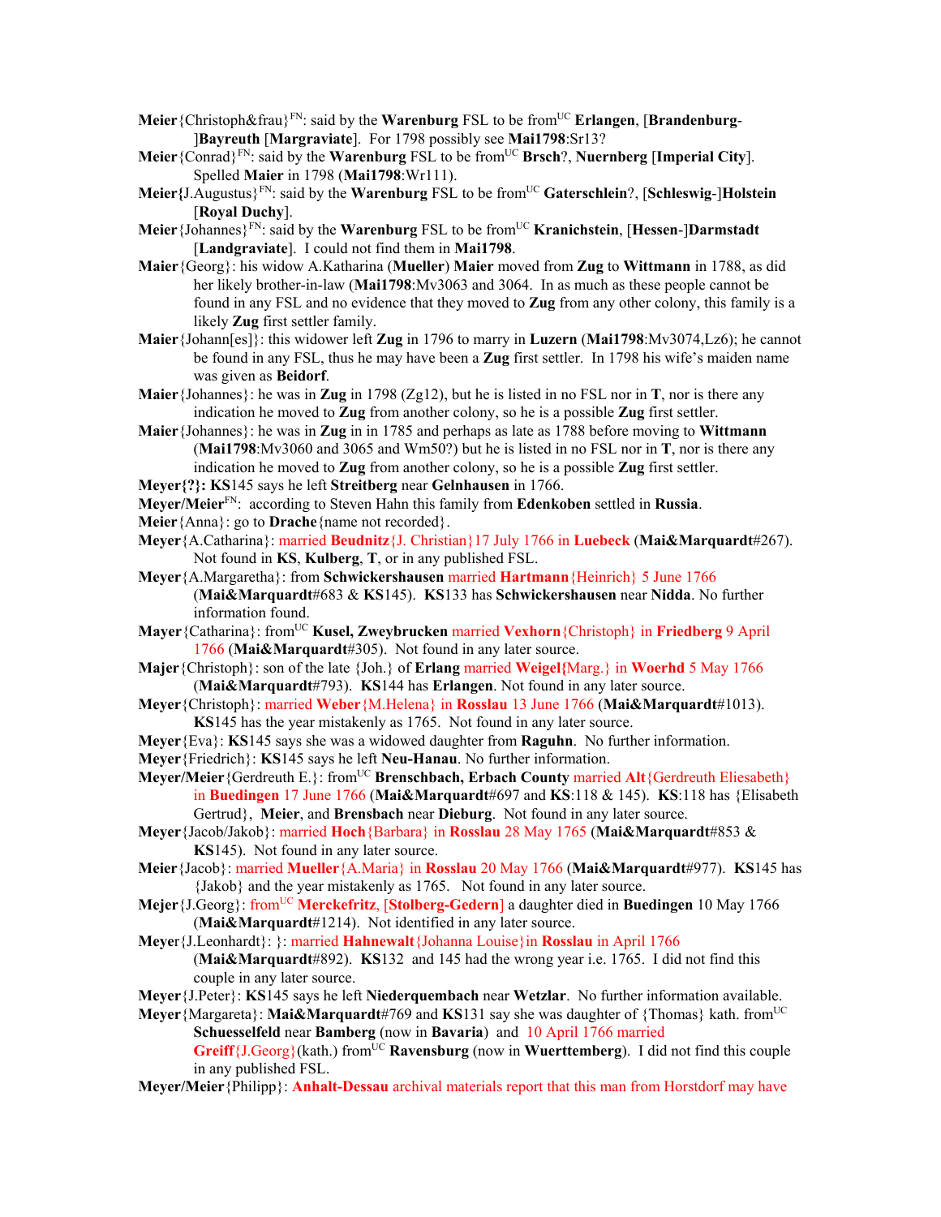**Meier**{Christoph&frau}[FN]: said by the **Warenburg** FSL to be from[UC] **Erlangen**, [**Brandenburg-**]**Bayreuth** [**Margraviate**]. For 1798 possibly see **Mai1798**:Sr13?

**Meier**{Conrad}[FN]: said by the **Warenburg** FSL to be from[UC] **Brsch**?, **Nuernberg** [**Imperial City**]. Spelled **Maier** in 1798 (**Mai1798**:Wr111).

**Meier{**J.Augustus}[FN]: said by the **Warenburg** FSL to be from[UC] **Gaterschlein**?, [**Schleswig-**]**Holstein** [**Royal Duchy**].

**Meier**{Johannes}[FN]: said by the **Warenburg** FSL to be from[UC] **Kranichstein**, [**Hessen-**]**Darmstadt** [**Landgraviate**]. I could not find them in **Mai1798**.

**Maier**{Georg}: his widow A.Katharina (**Mueller**) **Maier** moved from **Zug** to **Wittmann** in 1788, as did her likely brother-in-law (**Mai1798**:Mv3063 and 3064. In as much as these people cannot be found in any FSL and no evidence that they moved to **Zug** from any other colony, this family is a likely **Zug** first settler family.

**Maier**{Johann[es]}: this widower left **Zug** in 1796 to marry in **Luzern** (**Mai1798**:Mv3074,Lz6); he cannot be found in any FSL, thus he may have been a **Zug** first settler. In 1798 his wife's maiden name was given as **Beidorf**.

**Maier**{Johannes}: he was in **Zug** in 1798 (Zg12), but he is listed in no FSL nor in **T**, nor is there any indication he moved to **Zug** from another colony, so he is a possible **Zug** first settler.

**Maier**{Johannes}: he was in **Zug** in in 1785 and perhaps as late as 1788 before moving to **Wittmann** (**Mai1798**:Mv3060 and 3065 and Wm50?) but he is listed in no FSL nor in **T**, nor is there any indication he moved to **Zug** from another colony, so he is a possible **Zug** first settler.

**Meyer{?}: KS**145 says he left **Streitberg** near **Gelnhausen** in 1766.

**Meyer/Meier**[FN]: according to Steven Hahn this family from **Edenkoben** settled in **Russia**.

**Meier**{Anna}: go to **Drache**{name not recorded}.

**Meyer**{A.Catharina}: married **Beudnitz**{J. Christian}17 July 1766 in **Luebeck** (**Mai&Marquardt**#267). Not found in **KS**, **Kulberg**, **T**, or in any published FSL.

**Meyer**{A.Margaretha}: from **Schwickershausen** married **Hartmann**{Heinrich} 5 June 1766 (**Mai&Marquardt**#683 & **KS**145). **KS**133 has **Schwickershausen** near **Nidda**. No further information found.

**Mayer**{Catharina}: from[UC] **Kusel, Zweybrucken** married **Vexhorn**{Christoph} in **Friedberg** 9 April 1766 (**Mai&Marquardt**#305). Not found in any later source.

**Majer**{Christoph}: son of the late {Joh.} of **Erlang** married **Weigel{**Marg.} in **Woerhd** 5 May 1766 (**Mai&Marquardt**#793). **KS**144 has **Erlangen**. Not found in any later source.

**Meyer**{Christoph}: married **Weber**{M.Helena} in **Rosslau** 13 June 1766 (**Mai&Marquardt**#1013). **KS**145 has the year mistakenly as 1765. Not found in any later source.

**Meyer**{Eva}: **KS**145 says she was a widowed daughter from **Raguhn**. No further information.

**Meyer**{Friedrich}: **KS**145 says he left **Neu-Hanau**. No further information.

**Meyer/Meier**{Gerdreuth E.}: from[UC] **Brenschbach, Erbach County** married **Alt**{Gerdreuth Eliesabeth} in **Buedingen** 17 June 1766 (**Mai&Marquardt**#697 and **KS**:118 & 145). **KS**:118 has {Elisabeth Gertrud}, **Meier**, and **Brensbach** near **Dieburg**. Not found in any later source.

**Meyer**{Jacob/Jakob}: married **Hoch**{Barbara} in **Rosslau** 28 May 1765 (**Mai&Marquardt**#853 & **KS**145). Not found in any later source.

**Meier**{Jacob}: married **Mueller**{A.Maria} in **Rosslau** 20 May 1766 (**Mai&Marquardt**#977). **KS**145 has {Jakob} and the year mistakenly as 1765. Not found in any later source.

**Mejer**{J.Georg}: from[UC] **Merckefritz**, [**Stolberg-Gedern**] a daughter died in **Buedingen** 10 May 1766 (**Mai&Marquardt**#1214). Not identified in any later source.

**Meyer**{J.Leonhardt}: }: married **Hahnewalt**{Johanna Louise}in **Rosslau** in April 1766 (**Mai&Marquardt**#892). **KS**132 and 145 had the wrong year i.e. 1765. I did not find this couple in any later source.

**Meyer**{J.Peter}: **KS**145 says he left **Niederquembach** near **Wetzlar**. No further information available.

**Meyer**{Margareta}: **Mai&Marquardt**#769 and **KS**131 say she was daughter of {Thomas} kath. from[UC] **Schuesselfeld** near **Bamberg** (now in **Bavaria**) and 10 April 1766 married **Greiff**{J.Georg}(kath.) from[UC] **Ravensburg** (now in **Wuerttemberg**). I did not find this couple in any published FSL.

**Meyer/Meier**{Philipp}: **Anhalt-Dessau** archival materials report that this man from Horstdorf may have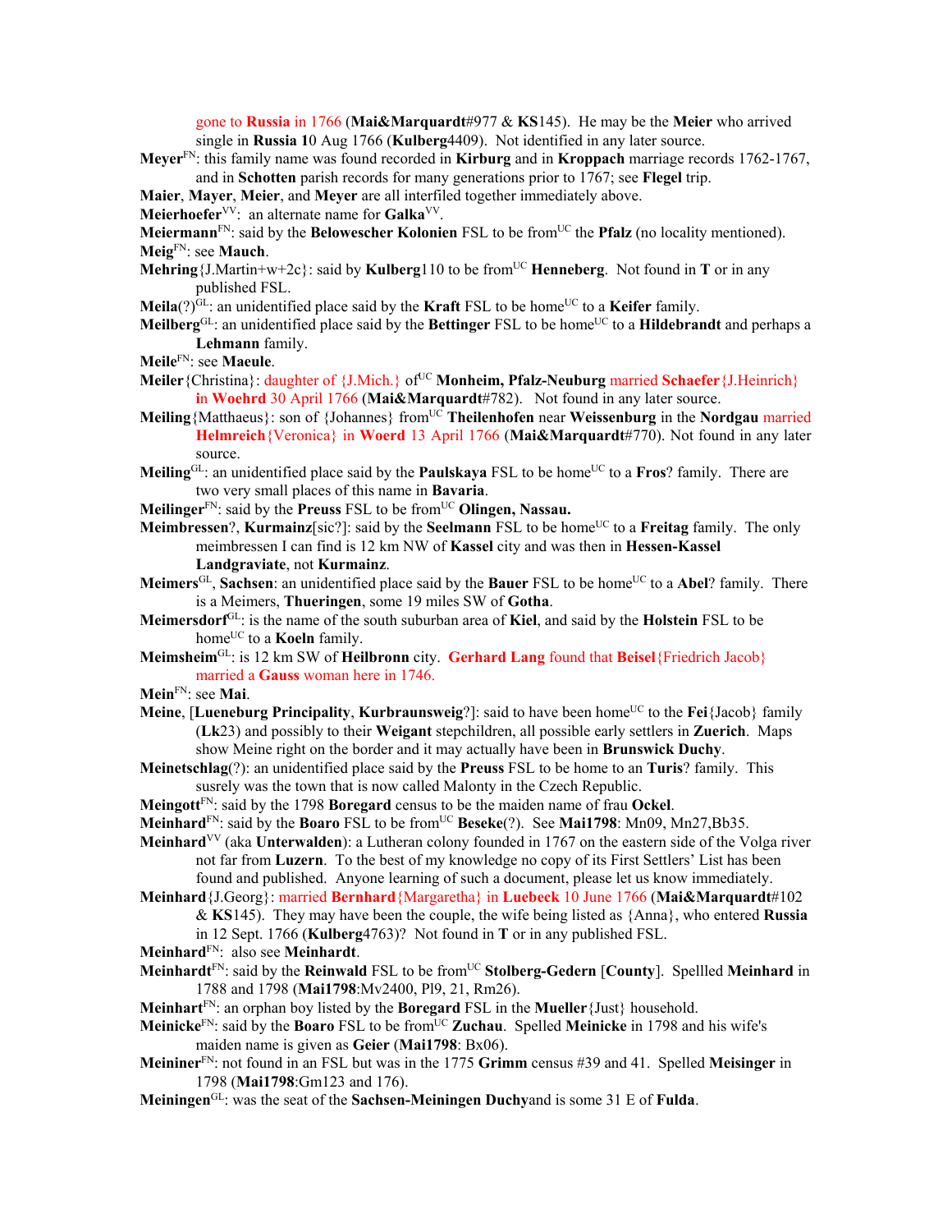gone to **Russia** in 1766 (**Mai&Marquardt**#977 & **KS**145). He may be the **Meier** who arrived single in **Russia 1**0 Aug 1766 (**Kulberg**4409). Not identified in any later source.

**Meyer**[FN]: this family name was found recorded in **Kirburg** and in **Kroppach** marriage records 1762-1767, and in **Schotten** parish records for many generations prior to 1767; see **Flegel** trip.

**Maier**, **Mayer**, **Meier**, and **Meyer** are all interfiled together immediately above.

**Meierhoefer**[VV]: an alternate name for **Galka**[VV].

**Meiermann**[FN]: said by the **Belowescher Kolonien** FSL to be from[UC] the **Pfalz** (no locality mentioned).

**Meig**[FN]: see **Mauch**.

**Mehring**{J.Martin+w+2c}: said by **Kulberg**110 to be from[UC] **Henneberg**. Not found in **T** or in any published FSL.

**Meila**(?)[GL]: an unidentified place said by the **Kraft** FSL to be home[UC] to a **Keifer** family.

**Meilberg**[GL]: an unidentified place said by the **Bettinger** FSL to be home[UC] to a **Hildebrandt** and perhaps a **Lehmann** family.

**Meile**[FN]: see **Maeule**.

**Meiler**{Christina}: daughter of {J.Mich.} of[UC] **Monheim, Pfalz-Neuburg** married **Schaefer**{J.Heinrich} **in Woehrd** 30 April 1766 (**Mai&Marquardt**#782). Not found in any later source.

**Meiling**{Matthaeus}: son of {Johannes} from[UC] **Theilenhofen** near **Weissenburg** in the **Nordgau** married **Helmreich**{Veronica} in **Woerd** 13 April 1766 (**Mai&Marquardt**#770). Not found in any later source.

**Meiling**[GL]: an unidentified place said by the **Paulskaya** FSL to be home[UC] to a **Fros**? family. There are two very small places of this name in **Bavaria**.

**Meilinger**[FN]: said by the **Preuss** FSL to be from[UC] **Olingen, Nassau.**

**Meimbressen**?, **Kurmainz**[sic?]: said by the **Seelmann** FSL to be home[UC] to a **Freitag** family. The only meimbressen I can find is 12 km NW of **Kassel** city and was then in **Hessen-Kassel Landgraviate**, not **Kurmainz**.

**Meimers**[GL], **Sachsen**: an unidentified place said by the **Bauer** FSL to be home[UC] to a **Abel**? family. There is a Meimers, **Thueringen**, some 19 miles SW of **Gotha**.

**Meimersdorf**[GL]: is the name of the south suburban area of **Kiel**, and said by the **Holstein** FSL to be home[UC] to a **Koeln** family.

**Meimsheim**[GL]: is 12 km SW of **Heilbronn** city. **Gerhard Lang** found that **Beisel**{Friedrich Jacob} married a **Gauss** woman here in 1746.

**Mein**[FN]: see **Mai**.

**Meine**, [**Lueneburg Principality**, **Kurbraunsweig**?]: said to have been home[UC] to the **Fei**{Jacob} family (**Lk**23) and possibly to their **Weigant** stepchildren, all possible early settlers in **Zuerich**. Maps show Meine right on the border and it may actually have been in **Brunswick Duchy**.

**Meinetschlag**(?): an unidentified place said by the **Preuss** FSL to be home to an **Turis**? family. This susrely was the town that is now called Malonty in the Czech Republic.

**Meingott**[FN]: said by the 1798 **Boregard** census to be the maiden name of frau **Ockel**.

**Meinhard**[FN]: said by the **Boaro** FSL to be from[UC] **Beseke**(?). See **Mai1798**: Mn09, Mn27,Bb35.

**Meinhard**[VV] (aka **Unterwalden**): a Lutheran colony founded in 1767 on the eastern side of the Volga river not far from **Luzern**. To the best of my knowledge no copy of its First Settlers' List has been found and published. Anyone learning of such a document, please let us know immediately.

**Meinhard**{J.Georg}: married **Bernhard**{Margaretha} in **Luebeck** 10 June 1766 (**Mai&Marquardt**#102 & **KS**145). They may have been the couple, the wife being listed as {Anna}, who entered **Russia** in 12 Sept. 1766 (**Kulberg**4763)? Not found in **T** or in any published FSL.

**Meinhard**[FN]: also see **Meinhardt**.

**Meinhardt**[FN]: said by the **Reinwald** FSL to be from[UC] **Stolberg-Gedern** [**County**]. Spellled **Meinhard** in 1788 and 1798 (**Mai1798**:Mv2400, Pl9, 21, Rm26).

**Meinhart**[FN]: an orphan boy listed by the **Boregard** FSL in the **Mueller**{Just} household.

**Meinicke**[FN]: said by the **Boaro** FSL to be from[UC] **Zuchau**. Spelled **Meinicke** in 1798 and his wife's maiden name is given as **Geier** (**Mai1798**: Bx06).

**Meininer**[FN]: not found in an FSL but was in the 1775 **Grimm** census #39 and 41. Spelled **Meisinger** in 1798 (**Mai1798**:Gm123 and 176).

**Meiningen**[GL]: was the seat of the **Sachsen-Meiningen Duchy**and is some 31 E of **Fulda**.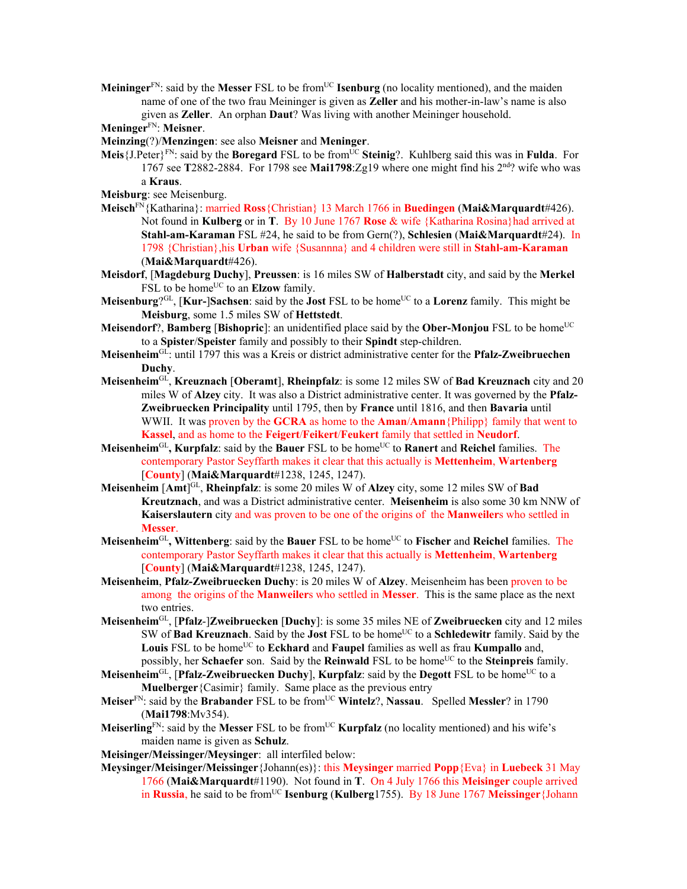**Meininger**[FN]: said by the **Messer** FSL to be from[UC] **Isenburg** (no locality mentioned), and the maiden name of one of the two frau Meininger is given as **Zeller** and his mother-in-law's name is also given as **Zeller**. An orphan **Daut**? Was living with another Meininger household.

**Meninger**[FN]: **Meisner**.

**Meinzing**(?)/**Menzingen**: see also **Meisner** and **Meninger**.

**Meis**{J.Peter}[FN]: said by the **Boregard** FSL to be from[UC] **Steinig**?. Kuhlberg said this was in **Fulda**. For 1767 see **T**2882-2884. For 1798 see **Mai1798**:Zg19 where one might find his 2[nd]? wife who was a **Kraus**.

**Meisburg**: see Meisenburg.

**Meisch**[FN]{Katharina}: married **Ross**{Christian} 13 March 1766 in **Buedingen** (**Mai&Marquardt**#426). Not found in **Kulberg** or in **T**. By 10 June 1767 **Rose** & wife {Katharina Rosina}had arrived at **Stahl-am-Karaman** FSL #24, he said to be from Gern(?), **Schlesien** (**Mai&Marquardt**#24). In 1798 {Christian},his **Urban** wife {Susannna} and 4 children were still in **Stahl-am-Karaman** (**Mai&Marquardt**#426).

**Meisdorf**, [**Magdeburg Duchy**], **Preussen**: is 16 miles SW of **Halberstadt** city, and said by the **Merkel** FSL to be home[UC] to an **Elzow** family.

**Meisenburg**?[GL], [**Kur-**]**Sachsen**: said by the **Jost** FSL to be home[UC] to a **Lorenz** family. This might be **Meisburg**, some 1.5 miles SW of **Hettstedt**.

**Meisendorf**?, **Bamberg** [**Bishopric**]: an unidentified place said by the **Ober-Monjou** FSL to be home[UC] to a **Spister**/**Speister** family and possibly to their **Spindt** step-children.

**Meisenheim**[GL]: until 1797 this was a Kreis or district administrative center for the **Pfalz-Zweibruechen Duchy**.

**Meisenheim**[GL], **Kreuznach** [**Oberamt**], **Rheinpfalz**: is some 12 miles SW of **Bad Kreuznach** city and 20 miles W of **Alzey** city. It was also a District administrative center. It was governed by the **Pfalz-Zweibruecken Principality** until 1795, then by **France** until 1816, and then **Bavaria** until WWII. It was proven by the **GCRA** as home to the **Aman**/**Amann**{Philipp} family that went to **Kassel**, and as home to the **Feigert**/**Feikert**/**Feukert** family that settled in **Neudorf**.

**Meisenheim**[GL]**, Kurpfalz**: said by the **Bauer** FSL to be home[UC] to **Ranert** and **Reichel** families. The contemporary Pastor Seyffarth makes it clear that this actually is **Mettenheim**, **Wartenberg** [**County**] (**Mai&Marquardt**#1238, 1245, 1247).

**Meisenheim** [**Amt**][GL], **Rheinpfalz**: is some 20 miles W of **Alzey** city, some 12 miles SW of **Bad Kreutznach**, and was a District administrative center. **Meisenheim** is also some 30 km NNW of **Kaiserslautern** city and was proven to be one of the origins of the **Manweiler**s who settled in **Messer**.

**Meisenheim**[GL]**, Wittenberg**: said by the **Bauer** FSL to be home[UC] to **Fischer** and **Reichel** families. The contemporary Pastor Seyffarth makes it clear that this actually is **Mettenheim**, **Wartenberg** [**County**] (**Mai&Marquardt**#1238, 1245, 1247).

**Meisenheim**, **Pfalz-Zweibruecken Duchy**: is 20 miles W of **Alzey**. Meisenheim has been proven to be among the origins of the **Manweiler**s who settled in **Messer**. This is the same place as the next two entries.

**Meisenheim**[GL], [**Pfalz**-]**Zweibruecken** [**Duchy**]: is some 35 miles NE of **Zweibruecken** city and 12 miles SW of **Bad Kreuznach**. Said by the **Jost** FSL to be home[UC] to a **Schledewitr** family. Said by the **Louis** FSL to be home[UC] to **Eckhard** and **Faupel** families as well as frau **Kumpallo** and, possibly, her **Schaefer** son. Said by the **Reinwald** FSL to be home[UC] to the **Steinpreis** family.

**Meisenheim**[GL], [**Pfalz-Zweibruecken Duchy**], **Kurpfalz**: said by the **Degott** FSL to be home[UC] to a **Muelberger**{Casimir} family. Same place as the previous entry

**Meiser**[FN]: said by the **Brabander** FSL to be from[UC] **Wintelz**?, **Nassau**. Spelled **Messler**? in 1790 (**Mai1798**:Mv354).

**Meiserling**[FN]: said by the **Messer** FSL to be from[UC] **Kurpfalz** (no locality mentioned) and his wife's maiden name is given as **Schulz**.

**Meisinger/Meissinger/Meysinger**: all interfiled below:

**Meysinger/Meisinger/Meissinger**{Johann(es)}: this **Meysinger** married **Popp**{Eva} in **Luebeck** 31 May 1766 (**Mai&Marquardt**#1190). Not found in **T**. On 4 July 1766 this **Meisinger** couple arrived in **Russia**, he said to be from[UC] **Isenburg** (**Kulberg**1755). By 18 June 1767 **Meissinger**{Johann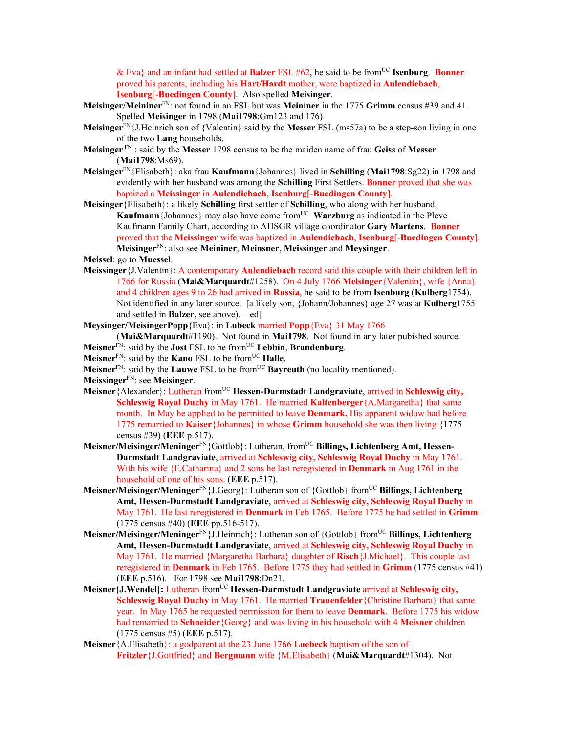& Eva} and an infant had settled at **Balzer** FSL #62, he said to be from[UC] **Isenburg**. **Bonner** proved his parents, including his **Hart/Hardt** mother, were baptized in **Aulendiebach, Isenburg**[-**Buedingen County**]. Also spelled **Meisinger**.

**Meisinger/Meininer**[FN]: not found in an FSL but was **Meininer** in the 1775 **Grimm** census #39 and 41. Spelled **Meisinger** in 1798 (**Mai1798**:Gm123 and 176).

**Meisinger**[FN]{J.Heinrich son of {Valentin} said by the **Messer** FSL (ms57a) to be a step-son living in one of the two **Lang** households.

**Meisinger** [FN] : said by the **Messer** 1798 census to be the maiden name of frau **Geiss** of **Messer** (**Mai1798**:Ms69).

**Meisinger**[FN]{Elisabeth}: aka frau **Kaufmann**{Johannes} lived in **Schilling** (**Mai1798**:Sg22) in 1798 and evidently with her husband was among the **Schilling** First Settlers. **Bonner** proved that she was baptized a **Meissinger** in **Aulendiebach**, **Isenburg**[-**Buedingen County**].

**Meisinger**{Elisabeth}: a likely **Schilling** first settler of **Schilling**, who along with her husband, **Kaufmann**{Johannes} may also have come from[UC] **Warzburg** as indicated in the Pleve Kaufmann Family Chart, according to AHSGR village coordinator **Gary Martens**. **Bonner** proved that the **Meissinger** wife was baptized in **Aulendiebach**, **Isenburg**[-**Buedingen County**]. **Meisinger**[FN]: also see **Meininer**, **Meinsner**, **Meissinger** and **Meysinger**.

**Meissel**: go to **Muessel**.

**Meissinger**{J.Valentin}: A contemporary **Aulendiebach** record said this couple with their children left in 1766 for Russia (**Mai&Marquardt**#1258). On 4 July 1766 **Meisinger**{Valentin}, wife {Anna} and 4 children ages 9 to 26 had arrived in **Russia**, he said to be from **Isenburg** (**Kulberg**1754). Not identified in any later source. [a likely son, {Johann/Johannes} age 27 was at **Kulberg**1755 and settled in **Balzer**, see above). – ed]

**Meysinger/MeisingerPopp**{Eva}: in **Lubeck** married **Popp**{Eva} 31 May 1766 (**Mai&Marquardt**#1190). Not found in **Mai1798**. Not found in any later pubished source.

**Meisner**[FN]: said by the **Jost** FSL to be from[UC] **Lebbin**, **Brandenburg**.

**Meisner**[FN]: said by the **Kano** FSL to be from[UC] **Halle**.

**Meisner**[FN]: said by the **Lauwe** FSL to be from[UC] **Bayreuth** (no locality mentioned).

**Meissinger**[FN]: see **Meisinger**.

**Meisner**{Alexander}: Lutheran from[UC] **Hessen-Darmstadt Landgraviate**, arrived in **Schleswig city, Schleswig Royal Duchy** in May 1761. He married **Kaltenberger**{A.Margaretha} that same month. In May he applied to be permitted to leave **Denmark.** His apparent widow had before 1775 remarried to **Kaiser**{Johannes} in whose **Grimm** household she was then living {1775 census #39) (**EEE** p.517).

**Meisner/Meisinger/Meninger**[FN]{Gottlob}: Lutheran, from[UC] **Billings, Lichtenberg Amt, Hessen-Darmstadt Landgraviate**, arrived at **Schleswig city, Schleswig Royal Duchy** in May 1761. With his wife {E.Catharina} and 2 sons he last reregistered in **Denmark** in Aug 1761 in the household of one of his sons. (**EEE** p.517).

**Meisner/Meisinger/Meninger**[FN]{J.Georg}: Lutheran son of {Gottlob} from[UC] **Billings, Lichtenberg Amt, Hessen-Darmstadt Landgraviate**, arrived at **Schleswig city, Schleswig Royal Duchy** in May 1761. He last reregistered in **Denmark** in Feb 1765. Before 1775 he had settled in **Grimm** (1775 census #40) (**EEE** pp.516-517).

**Meisner/Meisinger/Meninger**[FN]{J.Heinrich}: Lutheran son of {Gottlob} from[UC] **Billings, Lichtenberg Amt, Hessen-Darmstadt Landgraviate**, arrived at **Schleswig city, Schleswig Royal Duchy** in May 1761. He married {Margaretha Barbara} daughter of **Risch**{J.Michael}. This couple last reregistered in **Denmark** in Feb 1765. Before 1775 they had settled in **Grimm** (1775 census #41) (**EEE** p.516). For 1798 see **Mai1798**:Dn21.

**Meisner{J.Wendel}:** Lutheran from[UC] **Hessen-Darmstadt Landgraviate** arrived at **Schleswig city, Schleswig Royal Duchy** in May 1761. He married **Trauenfelder**{Christine Barbara} that same year. In May 1765 he requested permission for them to leave **Denmark**. Before 1775 his widow had remarried to **Schneider**{Georg} and was living in his household with 4 **Meisner** children (1775 census #5) (**EEE** p.517).

**Meisner**{A.Elisabeth}: a godparent at the 23 June 1766 **Luebeck** baptism of the son of **Fritzler**{J.Gottfried} and **Bergmann** wife {M.Elisabeth} (**Mai&Marquardt**#1304). Not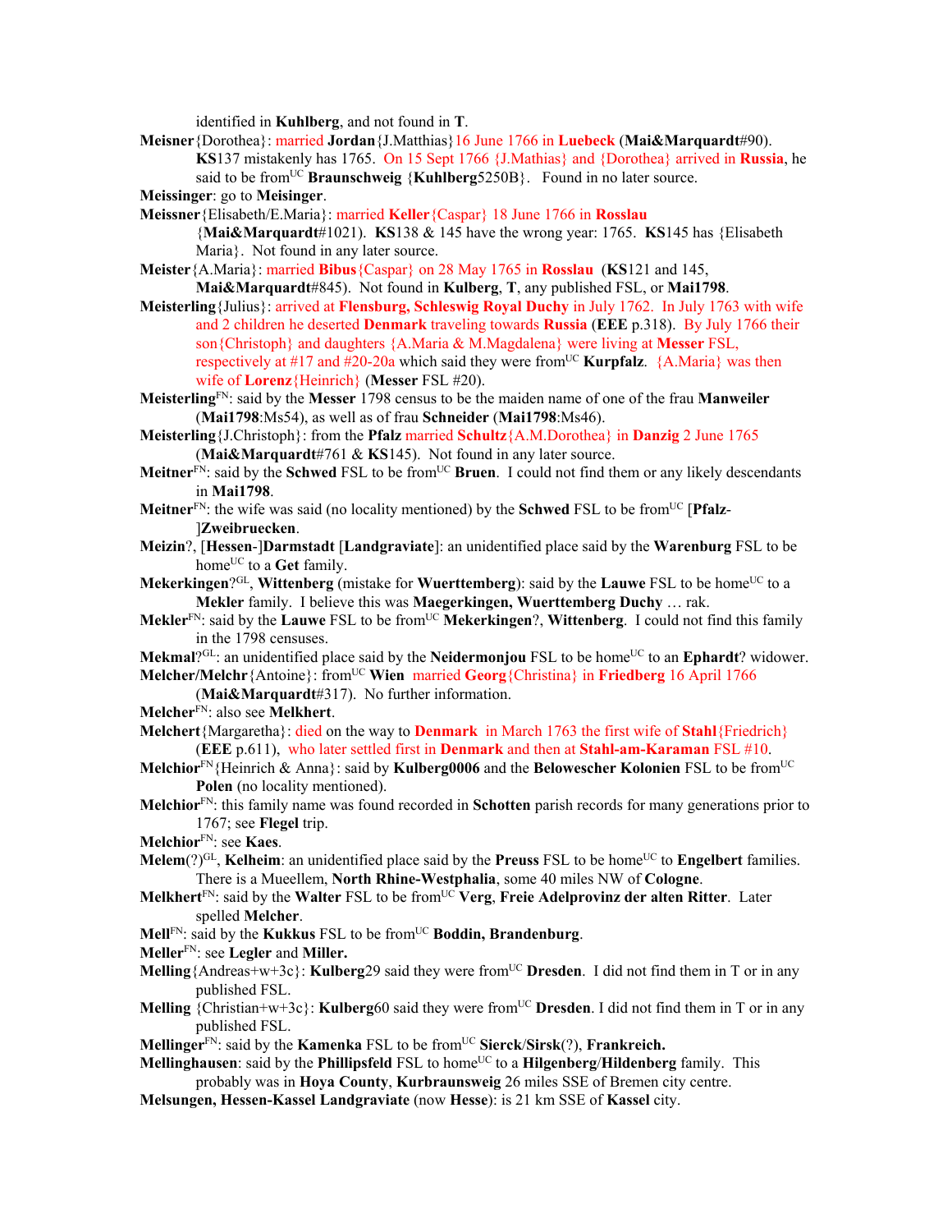identified in **Kuhlberg**, and not found in **T**.

**Meisner**{Dorothea}: married **Jordan**{J.Matthias}16 June 1766 in **Luebeck** (**Mai&Marquardt**#90). **KS**137 mistakenly has 1765. On 15 Sept 1766 {J.Mathias} and {Dorothea} arrived in **Russia**, he said to be from[UC] **Braunschweig** {**Kuhlberg**5250B}. Found in no later source.

**Meissinger**: go to **Meisinger**.

**Meissner**{Elisabeth/E.Maria}: married **Keller**{Caspar} 18 June 1766 in **Rosslau** {**Mai&Marquardt**#1021). **KS**138 & 145 have the wrong year: 1765. **KS**145 has {Elisabeth Maria}. Not found in any later source.

**Meister**{A.Maria}: married **Bibus**{Caspar} on 28 May 1765 in **Rosslau** (**KS**121 and 145, **Mai&Marquardt**#845). Not found in **Kulberg**, **T**, any published FSL, or **Mai1798**.

**Meisterling**{Julius}: arrived at **Flensburg, Schleswig Royal Duchy** in July 1762. In July 1763 with wife and 2 children he deserted **Denmark** traveling towards **Russia** (**EEE** p.318). By July 1766 their son{Christoph} and daughters {A.Maria & M.Magdalena} were living at **Messer** FSL, respectively at #17 and #20-20a which said they were from[UC] **Kurpfalz**. {A.Maria} was then wife of **Lorenz**{Heinrich} (**Messer** FSL #20).

**Meisterling**[FN]: said by the **Messer** 1798 census to be the maiden name of one of the frau **Manweiler** (**Mai1798**:Ms54), as well as of frau **Schneider** (**Mai1798**:Ms46).

**Meisterling**{J.Christoph}: from the **Pfalz** married **Schultz**{A.M.Dorothea} in **Danzig** 2 June 1765 (**Mai&Marquardt**#761 & **KS**145). Not found in any later source.

**Meitner**[FN]: said by the **Schwed** FSL to be from[UC] **Bruen**. I could not find them or any likely descendants in **Mai1798**.

**Meitner**[FN]: the wife was said (no locality mentioned) by the **Schwed** FSL to be from[UC] [**Pfalz-**]**Zweibruecken**.

**Meizin**?, [**Hessen-**]**Darmstadt** [**Landgraviate**]: an unidentified place said by the **Warenburg** FSL to be home[UC] to a **Get** family.

**Mekerkingen**?[GL], **Wittenberg** (mistake for **Wuerttemberg**): said by the **Lauwe** FSL to be home[UC] to a **Mekler** family. I believe this was **Maegerkingen, Wuerttemberg Duchy** … rak.

**Mekler**[FN]: said by the **Lauwe** FSL to be from[UC] **Mekerkingen**?, **Wittenberg**. I could not find this family in the 1798 censuses.

**Mekmal**?[GL]: an unidentified place said by the **Neidermonjou** FSL to be home[UC] to an **Ephardt**? widower.

**Melcher/Melchr**{Antoine}: from[UC] **Wien** married **Georg**{Christina} in **Friedberg** 16 April 1766 (**Mai&Marquardt**#317). No further information.

**Melcher**[FN]: also see **Melkhert**.

**Melchert**{Margaretha}: died on the way to **Denmark** in March 1763 the first wife of **Stahl**{Friedrich} (**EEE** p.611), who later settled first in **Denmark** and then at **Stahl-am-Karaman** FSL #10.

**Melchior**[FN]{Heinrich & Anna}: said by **Kulberg0006** and the **Belowescher Kolonien** FSL to be from[UC] **Polen** (no locality mentioned).

**Melchior**[FN]: this family name was found recorded in **Schotten** parish records for many generations prior to 1767; see **Flegel** trip.

**Melchior**[FN]: see **Kaes**.

**Melem**(?)[GL], **Kelheim**: an unidentified place said by the **Preuss** FSL to be home[UC] to **Engelbert** families. There is a Mueellem, **North Rhine-Westphalia**, some 40 miles NW of **Cologne**.

**Melkhert**[FN]: said by the **Walter** FSL to be from[UC] **Verg**, **Freie Adelprovinz der alten Ritter**. Later spelled **Melcher**.

**Mell**[FN]: said by the **Kukkus** FSL to be from[UC] **Boddin, Brandenburg**.

**Meller**[FN]: see **Legler** and **Miller.**

**Melling**{Andreas+w+3c}: **Kulberg**29 said they were from[UC] **Dresden**. I did not find them in T or in any published FSL.

**Melling** {Christian+w+3c}: **Kulberg**60 said they were from[UC] **Dresden**. I did not find them in T or in any published FSL.

**Mellinger**[FN]: said by the **Kamenka** FSL to be from[UC] **Sierck**/**Sirsk**(?), **Frankreich.**

**Mellinghausen**: said by the **Phillipsfeld** FSL to home[UC] to a **Hilgenberg**/**Hildenberg** family. This probably was in **Hoya County**, **Kurbraunsweig** 26 miles SSE of Bremen city centre.

**Melsungen, Hessen-Kassel Landgraviate** (now **Hesse**): is 21 km SSE of **Kassel** city.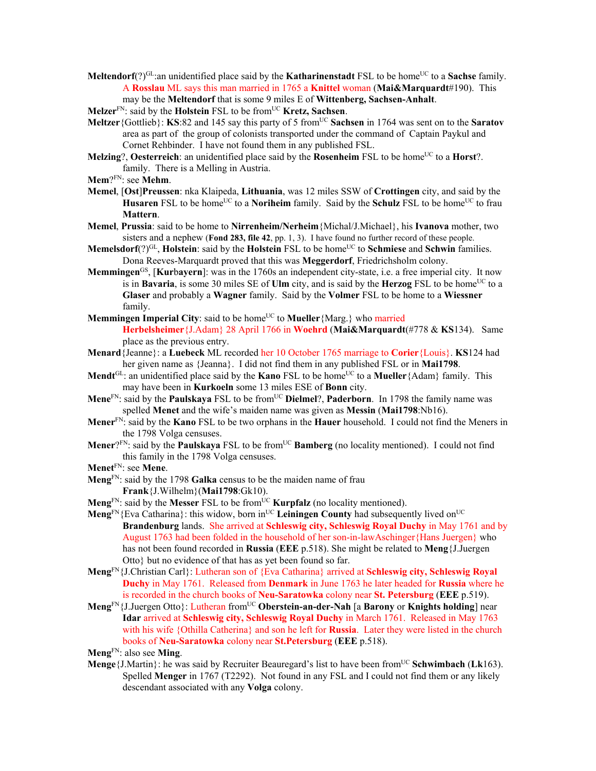**Meltendorf**(?)[GL]:an unidentified place said by the **Katharinenstadt** FSL to be home[UC] to a **Sachse** family. A **Rosslau** ML says this man married in 1765 a **Knittel** woman (**Mai&Marquardt**#190). This may be the **Meltendorf** that is some 9 miles E of **Wittenberg, Sachsen-Anhalt**.

**Melzer**[FN]: said by the **Holstein** FSL to be from[UC] **Kretz, Sachsen**.

**Meltzer**{Gottlieb}: **KS**:82 and 145 say this party of 5 from[UC] **Sachsen** in 1764 was sent on to the **Saratov** area as part of the group of colonists transported under the command of Captain Paykul and Cornet Rehbinder. I have not found them in any published FSL.

**Melzing**?, **Oesterreich**: an unidentified place said by the **Rosenheim** FSL to be home[UC] to a **Horst**?. family. There is a Melling in Austria.

**Mem**?[FN]: see **Mehm**.

**Memel**, [**Ost**]**Preussen**: nka Klaipeda, **Lithuania**, was 12 miles SSW of **Crottingen** city, and said by the **Husaren** FSL to be home[UC] to a **Noriheim** family. Said by the **Schulz** FSL to be home[UC] to frau **Mattern**.

**Memel**, **Prussia**: said to be home to **Nirrenheim/Nerheim**{Michal/J.Michael}, his **Ivanova** mother, two sisters and a nephew (**Fond 283, file 42**, pp. 1, 3). I have found no further record of these people.

**Memelsdorf**(?)[GL], **Holstein**: said by the **Holstein** FSL to be home[UC] to **Schmiese** and **Schwin** families. Dona Reeves-Marquardt proved that this was **Meggerdorf**, Friedrichsholm colony.

**Memmingen**[GS], [**Kur**b**ayern**]: was in the 1760s an independent city-state, i.e. a free imperial city. It now is in **Bavaria**, is some 30 miles SE of **Ulm** city, and is said by the **Herzog** FSL to be home[UC] to a **Glaser** and probably a **Wagner** family. Said by the **Volmer** FSL to be home to a **Wiessner** family.

**Memmingen Imperial City**: said to be home[UC] to **Mueller**{Marg.} who married **Herbelsheimer**{J.Adam} 28 April 1766 in **Woehrd** (**Mai&Marquardt**(#778 & **KS**134). Same place as the previous entry.

**Menard**{Jeanne}: a **Luebeck** ML recorded her 10 October 1765 marriage to **Corier**{Louis}. **KS**124 had her given name as {Jeanna}. I did not find them in any published FSL or in **Mai1798**.

**Mendt**[GL]: an unidentified place said by the **Kano** FSL to be home[UC] to a **Mueller**{Adam} family. This may have been in **Kurkoeln** some 13 miles ESE of **Bonn** city.

**Mene**[FN]: said by the **Paulskaya** FSL to be from[UC] **Dielmel**?, **Paderborn**. In 1798 the family name was spelled **Menet** and the wife's maiden name was given as **Messin** (**Mai1798**:Nb16).

**Mener**[FN]: said by the **Kano** FSL to be two orphans in the **Hauer** household. I could not find the Meners in the 1798 Volga censuses.

**Mener**?[FN]: said by the **Paulskaya** FSL to be from[UC] **Bamberg** (no locality mentioned). I could not find this family in the 1798 Volga censuses.

**Menet**[FN]: see **Mene**.

**Meng**[FN]: said by the 1798 **Galka** census to be the maiden name of frau **Frank**{J.Wilhelm}(**Mai1798**:Gk10).

**Meng**[FN]: said by the **Messer** FSL to be from[UC] **Kurpfalz** (no locality mentioned).

**Meng**[FN]{Eva Catharina}: this widow, born in[UC] **Leiningen County** had subsequently lived on[UC] **Brandenburg** lands. She arrived at **Schleswig city, Schleswig Royal Duchy** in May 1761 and by August 1763 had been folded in the household of her son-in-lawAschinger{Hans Juergen} who has not been found recorded in **Russia** (**EEE** p.518). She might be related to **Meng**{J.Juergen Otto} but no evidence of that has as yet been found so far.

**Meng**[FN]{J.Christian Carl}: Lutheran son of {Eva Catharina} arrived at **Schleswig city, Schleswig Royal Duchy** in May 1761. Released from **Denmark** in June 1763 he later headed for **Russia** where he is recorded in the church books of **Neu-Saratowka** colony near **St. Petersburg** (**EEE** p.519).

**Meng**[FN]{J.Juergen Otto}: Lutheran from[UC] **Oberstein-an-der-Nah** [a **Barony** or **Knights holding**] near **Idar** arrived at **Schleswig city, Schleswig Royal Duchy** in March 1761. Released in May 1763 with his wife {Othilla Catherina} and son he left for **Russia**. Later they were listed in the church books of **Neu-Saratowka** colony near **St.Petersburg** (**EEE** p.518).

**Meng**[FN]: also see **Ming**.

**Menge**{J.Martin}: he was said by Recruiter Beauregard's list to have been from[UC] **Schwimbach** (**Lk**163). Spelled **Menger** in 1767 (T2292). Not found in any FSL and I could not find them or any likely descendant associated with any **Volga** colony.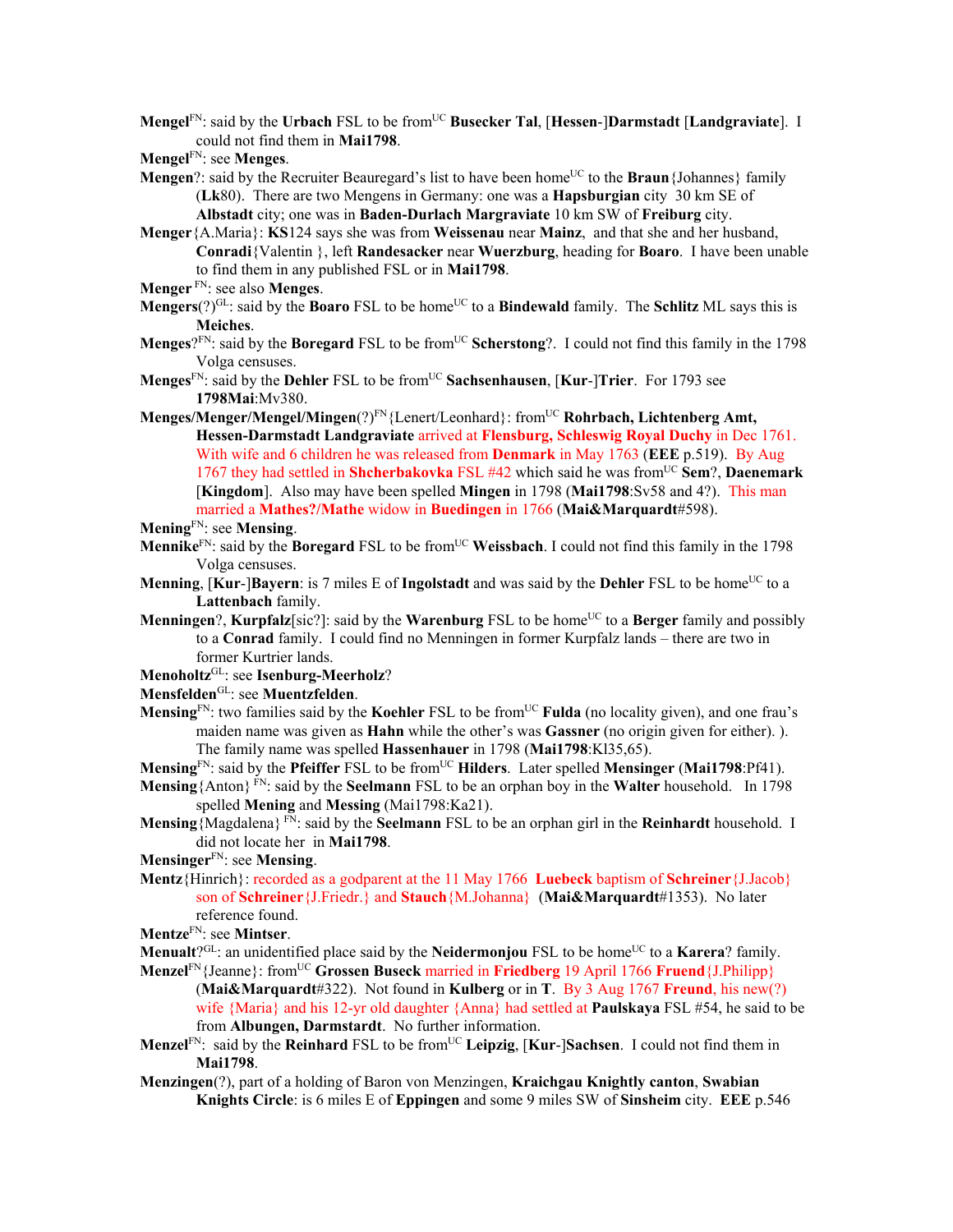**Mengel**FN: said by the **Urbach** FSL to be fromUC **Busecker Tal**, [**Hessen**-]**Darmstadt** [**Landgraviate**]. I could not find them in **Mai1798**.

**Mengel**FN: see **Menges**.

**Mengen**?: said by the Recruiter Beauregard's list to have been homeUC to the **Braun**{Johannes} family (**Lk**80). There are two Mengens in Germany: one was a **Hapsburgian** city 30 km SE of **Albstadt** city; one was in **Baden-Durlach Margraviate** 10 km SW of **Freiburg** city.

**Menger**{A.Maria}: **KS**124 says she was from **Weissenau** near **Mainz**, and that she and her husband, **Conradi**{Valentin }, left **Randesacker** near **Wuerzburg**, heading for **Boaro**. I have been unable to find them in any published FSL or in **Mai1798**.

**Menger** FN: see also **Menges**.

**Mengers**(?)GL: said by the **Boaro** FSL to be homeUC to a **Bindewald** family. The **Schlitz** ML says this is **Meiches**.

**Menges**?FN: said by the **Boregard** FSL to be fromUC **Scherstong**?. I could not find this family in the 1798 Volga censuses.

**Menges**FN: said by the **Dehler** FSL to be fromUC **Sachsenhausen**, [**Kur**-]**Trier**. For 1793 see **1798Mai**:Mv380.

**Menges/Menger/Mengel/Mingen**(?)FN{Lenert/Leonhard}: fromUC **Rohrbach, Lichtenberg Amt, Hessen-Darmstadt Landgraviate** arrived at **Flensburg, Schleswig Royal Duchy** in Dec 1761. With wife and 6 children he was released from **Denmark** in May 1763 (**EEE** p.519). By Aug 1767 they had settled in **Shcherbakovka** FSL #42 which said he was fromUC **Sem**?, **Daenemark** [**Kingdom**]. Also may have been spelled **Mingen** in 1798 (**Mai1798**:Sv58 and 4?). This man married a **Mathes?/Mathe** widow in **Buedingen** in 1766 (**Mai&Marquardt**#598).

**Mening**FN: see **Mensing**.

**Mennike**FN: said by the **Boregard** FSL to be fromUC **Weissbach**. I could not find this family in the 1798 Volga censuses.

**Menning**, [**Kur**-]**Bayern**: is 7 miles E of **Ingolstadt** and was said by the **Dehler** FSL to be homeUC to a **Lattenbach** family.

**Menningen**?, **Kurpfalz**[sic?]: said by the **Warenburg** FSL to be homeUC to a **Berger** family and possibly to a **Conrad** family. I could find no Menningen in former Kurpfalz lands – there are two in former Kurtrier lands.

**Menoholtz**GL: see **Isenburg-Meerholz**?

**Mensfelden**GL: see **Muentzfelden**.

**Mensing**FN: two families said by the **Koehler** FSL to be fromUC **Fulda** (no locality given), and one frau's maiden name was given as **Hahn** while the other's was **Gassner** (no origin given for either). ). The family name was spelled **Hassenhauer** in 1798 (**Mai1798**:Kl35,65).

**Mensing**FN: said by the **Pfeiffer** FSL to be fromUC **Hilders**. Later spelled **Mensinger** (**Mai1798**:Pf41).

**Mensing**{Anton} FN: said by the **Seelmann** FSL to be an orphan boy in the **Walter** household. In 1798 spelled **Mening** and **Messing** (Mai1798:Ka21).

**Mensing**{Magdalena} FN: said by the **Seelmann** FSL to be an orphan girl in the **Reinhardt** household. I did not locate her in **Mai1798**.

**Mensinger**FN: see **Mensing**.

**Mentz**{Hinrich}: recorded as a godparent at the 11 May 1766 **Luebeck** baptism of **Schreiner**{J.Jacob} son of **Schreiner**{J.Friedr.} and **Stauch**{M.Johanna} (**Mai&Marquardt**#1353). No later reference found.

**Mentze**FN: see **Mintser**.

**Menualt**?GL: an unidentified place said by the **Neidermonjou** FSL to be homeUC to a **Karera**? family.

**Menzel**FN{Jeanne}: fromUC **Grossen Buseck** married in **Friedberg** 19 April 1766 **Fruend**{J.Philipp} (**Mai&Marquardt**#322). Not found in **Kulberg** or in **T**. By 3 Aug 1767 **Freund**, his new(?) wife {Maria} and his 12-yr old daughter {Anna} had settled at **Paulskaya** FSL #54, he said to be from **Albungen, Darmstardt**. No further information.

**Menzel**FN: said by the **Reinhard** FSL to be fromUC **Leipzig**, [**Kur**-]**Sachsen**. I could not find them in **Mai1798**.

**Menzingen**(?), part of a holding of Baron von Menzingen, **Kraichgau Knightly canton**, **Swabian Knights Circle**: is 6 miles E of **Eppingen** and some 9 miles SW of **Sinsheim** city. **EEE** p.546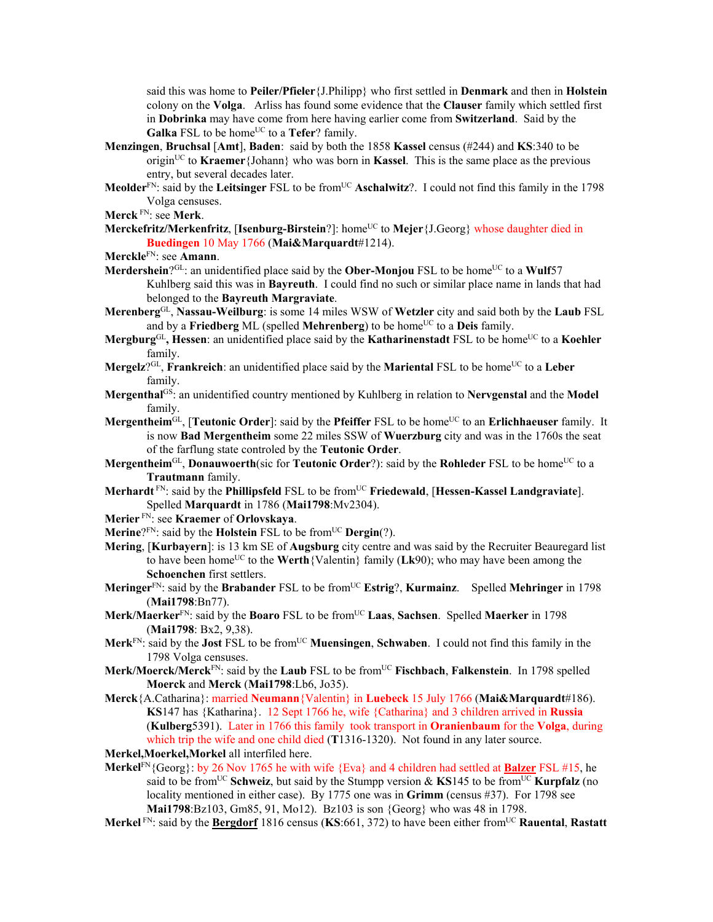said this was home to **Peiler/Pfieler**{J.Philipp} who first settled in **Denmark** and then in **Holstein** colony on the **Volga**. Arliss has found some evidence that the **Clauser** family which settled first in **Dobrinka** may have come from here having earlier come from **Switzerland**. Said by the **Galka** FSL to be home[UC] to a **Tefer**? family.

**Menzingen**, **Bruchsal** [**Amt**], **Baden**: said by both the 1858 **Kassel** census (#244) and **KS**:340 to be origin[UC] to **Kraemer**{Johann} who was born in **Kassel**. This is the same place as the previous entry, but several decades later.

**Meolder**[FN]: said by the **Leitsinger** FSL to be from[UC] **Aschalwitz**?. I could not find this family in the 1798 Volga censuses.

**Merck** [FN]: see **Merk**.

**Merckefritz/Merkenfritz**, [**Isenburg-Birstein**?]: home[UC] to **Mejer**{J.Georg} whose daughter died in **Buedingen** 10 May 1766 (**Mai&Marquardt**#1214).

**Merckle**[FN]: see **Amann**.

**Merdershein**?[GL]: an unidentified place said by the **Ober-Monjou** FSL to be home[UC] to a **Wulf**57 Kuhlberg said this was in **Bayreuth**. I could find no such or similar place name in lands that had belonged to the **Bayreuth Margraviate**.

**Merenberg**[GL], **Nassau-Weilburg**: is some 14 miles WSW of **Wetzler** city and said both by the **Laub** FSL and by a **Friedberg** ML (spelled **Mehrenberg**) to be home[UC] to a **Deis** family.

**Mergburg**[GL]**, Hessen**: an unidentified place said by the **Katharinenstadt** FSL to be home[UC] to a **Koehler** family.

**Mergelz**?[GL], **Frankreich**: an unidentified place said by the **Mariental** FSL to be home[UC] to a **Leber** family.

**Mergenthal**[GS]: an unidentified country mentioned by Kuhlberg in relation to **Nervgenstal** and the **Model** family.

**Mergentheim**[GL], [**Teutonic Order**]: said by the **Pfeiffer** FSL to be home[UC] to an **Erlichhaeuser** family. It is now **Bad Mergentheim** some 22 miles SSW of **Wuerzburg** city and was in the 1760s the seat of the farflung state controled by the **Teutonic Order**.

**Mergentheim**[GL], **Donauwoerth**(sic for **Teutonic Order**?): said by the **Rohleder** FSL to be home[UC] to a **Trautmann** family.

**Merhardt** [FN]: said by the **Phillipsfeld** FSL to be from[UC] **Friedewald**, [**Hessen-Kassel Landgraviate**]. Spelled **Marquardt** in 1786 (**Mai1798**:Mv2304).

**Merier** [FN]: see **Kraemer** of **Orlovskaya**.

**Merine**?[FN]: said by the **Holstein** FSL to be from[UC] **Dergin**(?).

**Mering**, [**Kurbayern**]: is 13 km SE of **Augsburg** city centre and was said by the Recruiter Beauregard list to have been home[UC] to the **Werth**{Valentin} family (**Lk**90); who may have been among the **Schoenchen** first settlers.

**Meringer**[FN]: said by the **Brabander** FSL to be from[UC] **Estrig**?, **Kurmainz**. Spelled **Mehringer** in 1798 (**Mai1798**:Bn77).

**Merk/Maerker**[FN]: said by the **Boaro** FSL to be from[UC] **Laas**, **Sachsen**. Spelled **Maerker** in 1798 (**Mai1798**: Bx2, 9,38).

**Merk**[FN]: said by the **Jost** FSL to be from[UC] **Muensingen**, **Schwaben**. I could not find this family in the 1798 Volga censuses.

**Merk/Moerck/Merck**[FN]: said by the **Laub** FSL to be from[UC] **Fischbach**, **Falkenstein**. In 1798 spelled **Moerck** and **Merck** (**Mai1798**:Lb6, Jo35).

**Merck**{A.Catharina}: married **Neumann**{Valentin} in **Luebeck** 15 July 1766 (**Mai&Marquardt**#186). **KS**147 has {Katharina}. 12 Sept 1766 he, wife {Catharina} and 3 children arrived in **Russia** (**Kulberg**5391). Later in 1766 this family took transport in **Oranienbaum** for the **Volga**, during which trip the wife and one child died (**T**1316-1320). Not found in any later source.

**Merkel,Moerkel,Morkel** all interfiled here.

**Merkel**[FN]{Georg}: by 26 Nov 1765 he with wife {Eva} and 4 children had settled at **Balzer** FSL #15, he said to be from[UC] **Schweiz**, but said by the Stumpp version & **KS**145 to be from[UC] **Kurpfalz** (no locality mentioned in either case). By 1775 one was in **Grimm** (census #37). For 1798 see **Mai1798**:Bz103, Gm85, 91, Mo12). Bz103 is son {Georg} who was 48 in 1798.

**Merkel** [FN]: said by the **Bergdorf** 1816 census (**KS**:661, 372) to have been either from[UC] **Rauental**, **Rastatt**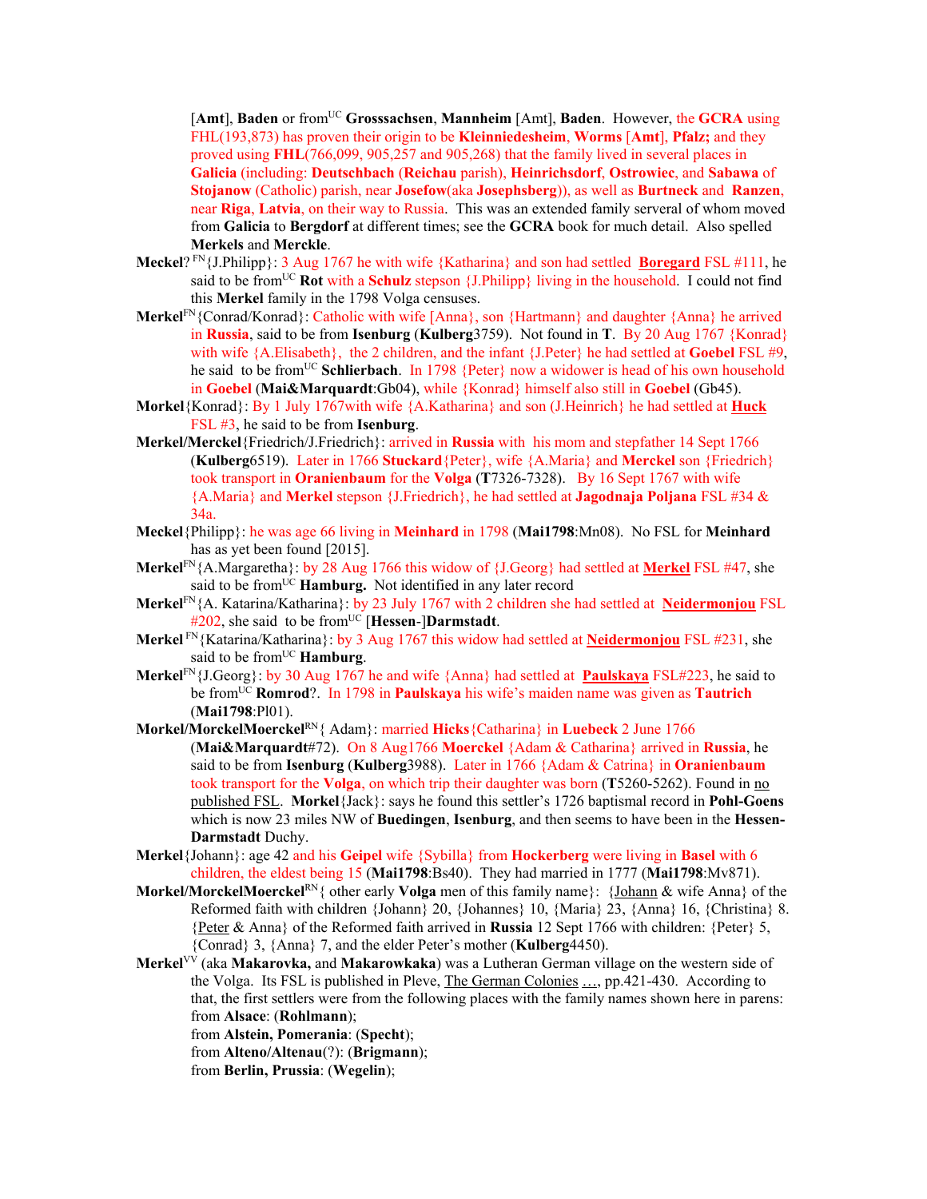[**Amt**], **Baden** or from[UC] **Grosssachsen**, **Mannheim** [Amt], **Baden**. However, the **GCRA** using FHL(193,873) has proven their origin to be **Kleinniedesheim**, **Worms** [**Amt**], **Pfalz;** and they proved using **FHL**(766,099, 905,257 and 905,268) that the family lived in several places in **Galicia** (including: **Deutschbach** (**Reichau** parish), **Heinrichsdorf**, **Ostrowiec**, and **Sabawa** of **Stojanow** (Catholic) parish, near **Josefow**(aka **Josephsberg**)), as well as **Burtneck** and **Ranzen**, near **Riga**, **Latvia**, on their way to Russia. This was an extended family serveral of whom moved from **Galicia** to **Bergdorf** at different times; see the **GCRA** book for much detail. Also spelled **Merkels** and **Merckle**.

**Meckel**? [FN]{J.Philipp}: 3 Aug 1767 he with wife {Katharina} and son had settled **Boregard** FSL #111, he said to be from[UC] **Rot** with a **Schulz** stepson {J.Philipp} living in the household. I could not find this **Merkel** family in the 1798 Volga censuses.

**Merkel**[FN]{Conrad/Konrad}: Catholic with wife {Anna}, son {Hartmann} and daughter {Anna} he arrived in **Russia**, said to be from **Isenburg** (**Kulberg**3759). Not found in **T**. By 20 Aug 1767 {Konrad} with wife {A.Elisabeth}, the 2 children, and the infant {J.Peter} he had settled at **Goebel** FSL #9, he said to be from[UC] **Schlierbach**. In 1798 {Peter} now a widower is head of his own household in **Goebel** (**Mai&Marquardt**:Gb04), while {Konrad} himself also still in **Goebel** (Gb45).

**Morkel**{Konrad}: By 1 July 1767with wife {A.Katharina} and son (J.Heinrich} he had settled at **Huck** FSL #3, he said to be from **Isenburg**.

**Merkel/Merckel**{Friedrich/J.Friedrich}: arrived in **Russia** with his mom and stepfather 14 Sept 1766 (**Kulberg**6519). Later in 1766 **Stuckard**{Peter}, wife {A.Maria} and **Merckel** son {Friedrich} took transport in **Oranienbaum** for the **Volga** (**T**7326-7328). By 16 Sept 1767 with wife {A.Maria} and **Merkel** stepson {J.Friedrich}, he had settled at **Jagodnaja Poljana** FSL #34 & 34a.

**Meckel**{Philipp}: he was age 66 living in **Meinhard** in 1798 (**Mai1798**:Mn08). No FSL for **Meinhard** has as yet been found [2015].

**Merkel**[FN]{A.Margaretha}: by 28 Aug 1766 this widow of {J.Georg} had settled at **Merkel** FSL #47, she said to be from[UC] **Hamburg.** Not identified in any later record

**Merkel**[FN]{A. Katarina/Katharina}: by 23 July 1767 with 2 children she had settled at **Neidermonjou** FSL #202, she said to be from[UC] [**Hessen**-]**Darmstadt**.

**Merkel** [FN]{Katarina/Katharina}: by 3 Aug 1767 this widow had settled at **Neidermonjou** FSL #231, she said to be from[UC] **Hamburg**.

**Merkel**[FN]{J.Georg}: by 30 Aug 1767 he and wife {Anna} had settled at **Paulskaya** FSL#223, he said to be from[UC] **Romrod**?. In 1798 in **Paulskaya** his wife's maiden name was given as **Tautrich** (**Mai1798**:Pl01).

**Morkel/MorckelMoerckel**[RN]{ Adam}: married **Hicks**{Catharina} in **Luebeck** 2 June 1766 (**Mai&Marquardt**#72). On 8 Aug1766 **Moerckel** {Adam & Catharina} arrived in **Russia**, he said to be from **Isenburg** (**Kulberg**3988). Later in 1766 {Adam & Catrina} in **Oranienbaum** took transport for the **Volga**, on which trip their daughter was born (**T**5260-5262). Found in no published FSL. **Morkel**{Jack}: says he found this settler's 1726 baptismal record in **Pohl-Goens** which is now 23 miles NW of **Buedingen**, **Isenburg**, and then seems to have been in the **Hessen-Darmstadt** Duchy.

**Merkel**{Johann}: age 42 and his **Geipel** wife {Sybilla} from **Hockerberg** were living in **Basel** with 6 children, the eldest being 15 (**Mai1798**:Bs40). They had married in 1777 (**Mai1798**:Mv871).

**Morkel/MorckelMoerckel**[RN]{ other early **Volga** men of this family name}: {Johann & wife Anna} of the Reformed faith with children {Johann} 20, {Johannes} 10, {Maria} 23, {Anna} 16, {Christina} 8. {Peter & Anna} of the Reformed faith arrived in **Russia** 12 Sept 1766 with children: {Peter} 5, {Conrad} 3, {Anna} 7, and the elder Peter's mother (**Kulberg**4450).

**Merkel**[VV] (aka **Makarovka,** and **Makarowkaka**) was a Lutheran German village on the western side of the Volga. Its FSL is published in Pleve, The German Colonies …, pp.421-430. According to that, the first settlers were from the following places with the family names shown here in parens:
from **Alsace**: (**Rohlmann**);
from **Alstein, Pomerania**: (**Specht**);
from **Alteno/Altenau**(?): (**Brigmann**);
from **Berlin, Prussia**: (**Wegelin**);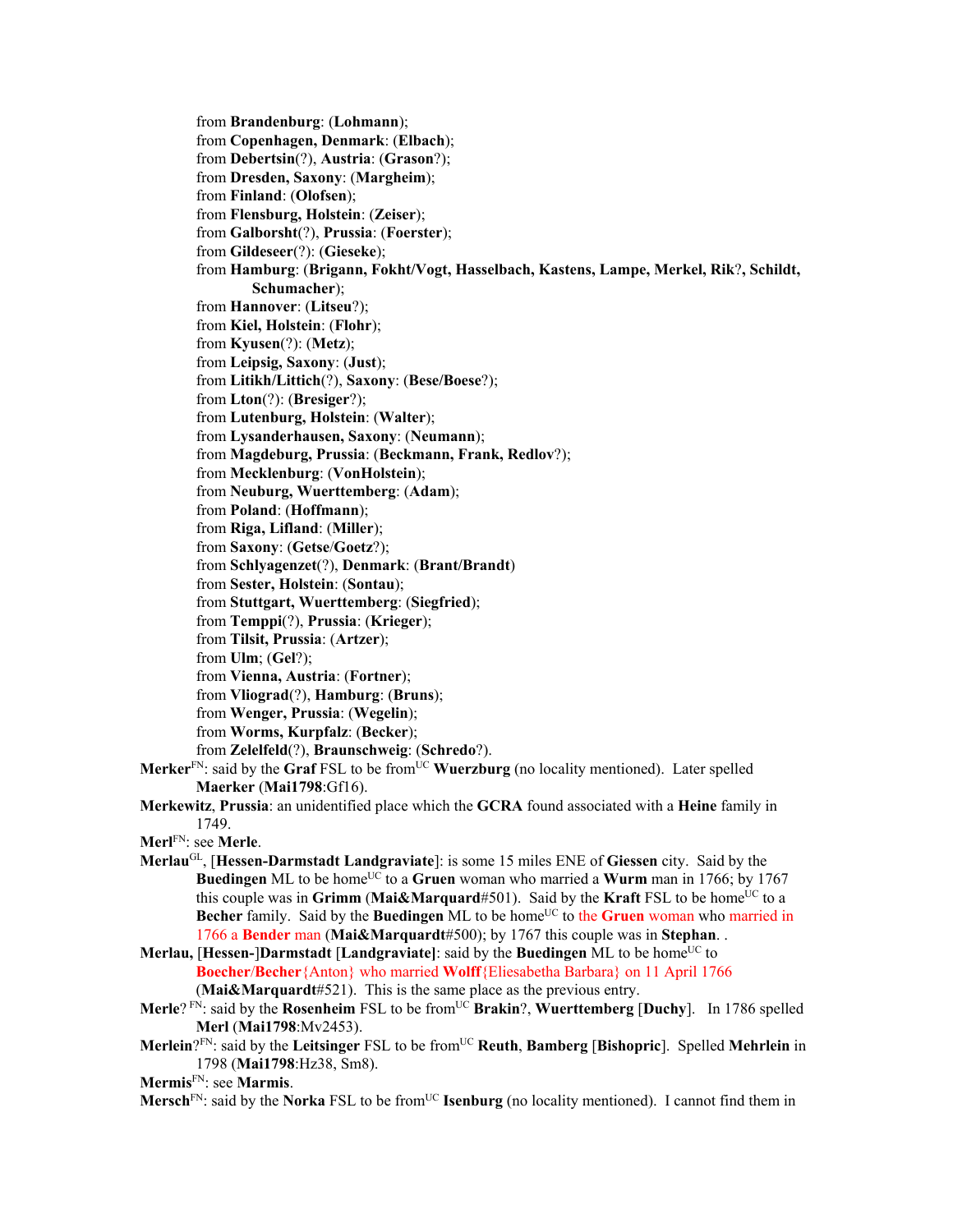from **Brandenburg**: (**Lohmann**);
from **Copenhagen, Denmark**: (**Elbach**);
from **Debertsin**(?), **Austria**: (**Grason**?);
from **Dresden, Saxony**: (**Margheim**);
from **Finland**: (**Olofsen**);
from **Flensburg, Holstein**: (**Zeiser**);
from **Galborsht**(?), **Prussia**: (**Foerster**);
from **Gildeseer**(?): (**Gieseke**);
from **Hamburg**: (**Brigann, Fokht/Vogt, Hasselbach, Kastens, Lampe, Merkel, Rik**?, **Schildt, Schumacher**);
from **Hannover**: (**Litseu**?);
from **Kiel, Holstein**: (**Flohr**);
from **Kyusen**(?): (**Metz**);
from **Leipsig, Saxony**: (**Just**);
from **Litikh/Littich**(?), **Saxony**: (**Bese/Boese**?);
from **Lton**(?): (**Bresiger**?);
from **Lutenburg, Holstein**: (**Walter**);
from **Lysanderhausen, Saxony**: (**Neumann**);
from **Magdeburg, Prussia**: (**Beckmann, Frank, Redlov**?);
from **Mecklenburg**: (**VonHolstein**);
from **Neuburg, Wuerttemberg**: (**Adam**);
from **Poland**: (**Hoffmann**);
from **Riga, Lifland**: (**Miller**);
from **Saxony**: (**Getse**/**Goetz**?);
from **Schlyagenzet**(?), **Denmark**: (**Brant**/**Brandt**)
from **Sester, Holstein**: (**Sontau**);
from **Stuttgart, Wuerttemberg**: (**Siegfried**);
from **Temppi**(?), **Prussia**: (**Krieger**);
from **Tilsit, Prussia**: (**Artzer**);
from **Ulm**; (**Gel**?);
from **Vienna, Austria**: (**Fortner**);
from **Vliograd**(?), **Hamburg**: (**Bruns**);
from **Wenger, Prussia**: (**Wegelin**);
from **Worms, Kurpfalz**: (**Becker**);
from **Zelelfeld**(?), **Braunschweig**: (**Schredo**?).

**Merker**[FN]: said by the **Graf** FSL to be from[UC] **Wuerzburg** (no locality mentioned). Later spelled **Maerker** (**Mai1798**:Gf16).

**Merkewitz**, **Prussia**: an unidentified place which the **GCRA** found associated with a **Heine** family in 1749.

**Merl**[FN]: see **Merle**.

**Merlau**[GL], [**Hessen-Darmstadt Landgraviate**]: is some 15 miles ENE of **Giessen** city. Said by the **Buedingen** ML to be home[UC] to a **Gruen** woman who married a **Wurm** man in 1766; by 1767 this couple was in **Grimm** (**Mai&Marquard**#501). Said by the **Kraft** FSL to be home[UC] to a **Becher** family. Said by the **Buedingen** ML to be home[UC] to the **Gruen** woman who married in 1766 a **Bender** man (**Mai&Marquardt**#500); by 1767 this couple was in **Stephan**. .

**Merlau**, [**Hessen-**]**Darmstadt** [**Landgraviate**]: said by the **Buedingen** ML to be home[UC] to **Boecher**/**Becher**{Anton} who married **Wolff**{Eliesabetha Barbara} on 11 April 1766 (**Mai&Marquardt**#521). This is the same place as the previous entry.

**Merle**? [FN]: said by the **Rosenheim** FSL to be from[UC] **Brakin**?, **Wuerttemberg** [**Duchy**]. In 1786 spelled **Merl** (**Mai1798**:Mv2453).

**Merlein**?[FN]: said by the **Leitsinger** FSL to be from[UC] **Reuth**, **Bamberg** [**Bishopric**]. Spelled **Mehrlein** in 1798 (**Mai1798**:Hz38, Sm8).

**Mermis**[FN]: see **Marmis**.

**Mersch**[FN]: said by the **Norka** FSL to be from[UC] **Isenburg** (no locality mentioned). I cannot find them in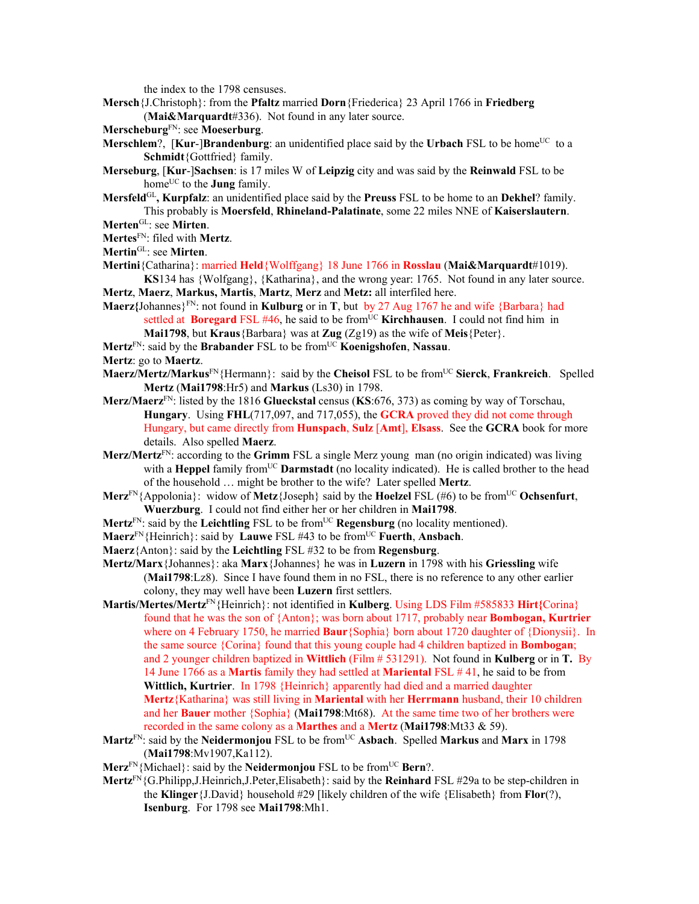the index to the 1798 censuses.

**Mersch**{J.Christoph}: from the **Pfaltz** married **Dorn**{Friederica} 23 April 1766 in **Friedberg** (**Mai&Marquardt**#336). Not found in any later source.

**Merscheburg**[FN]: see **Moeserburg**.

**Merschlem**?, [**Kur**-]**Brandenburg**: an unidentified place said by the **Urbach** FSL to be home[UC] to a **Schmidt**{Gottfried} family.

**Merseburg**, [**Kur**-]**Sachsen**: is 17 miles W of **Leipzig** city and was said by the **Reinwald** FSL to be home[UC] to the **Jung** family.

**Mersfeld**[GL], **Kurpfalz**: an unidentified place said by the **Preuss** FSL to be home to an **Dekhel**? family. This probably is **Moersfeld**, **Rhineland-Palatinate**, some 22 miles NNE of **Kaiserslautern**.

**Merten**[GL]: see **Mirten**.

**Mertes**[FN]: filed with **Mertz**.

**Mertin**[GL]: see **Mirten**.

**Mertini**{Catharina}: married **Held**{Wolffgang} 18 June 1766 in **Rosslau** (**Mai&Marquardt**#1019). **KS**134 has {Wolfgang}, {Katharina}, and the wrong year: 1765. Not found in any later source.

**Mertz**, **Maerz**, **Markus, Martis**, **Martz**, **Merz** and **Metz:** all interfiled here.

**Maerz{**Johannes}[FN]: not found in **Kulburg** or in **T**, but by 27 Aug 1767 he and wife {Barbara} had settled at **Boregard** FSL #46, he said to be from[UC] **Kirchhausen**. I could not find him in **Mai1798**, but **Kraus**{Barbara} was at **Zug** (Zg19) as the wife of **Meis**{Peter}.

**Mertz**[FN]: said by the **Brabander** FSL to be from[UC] **Koenigshofen**, **Nassau**.

**Mertz**: go to **Maertz**.

**Maerz/Mertz/Markus**[FN]{Hermann}: said by the **Cheisol** FSL to be from[UC] **Sierck**, **Frankreich**. Spelled **Mertz** (**Mai1798**:Hr5) and **Markus** (Ls30) in 1798.

**Merz/Maerz**[FN]: listed by the 1816 **Glueckstal** census (**KS**:676, 373) as coming by way of Torschau, **Hungary**. Using **FHL**(717,097, and 717,055), the **GCRA** proved they did not come through Hungary, but came directly from **Hunspach**, **Sulz** [**Amt**], **Elsass**. See the **GCRA** book for more details. Also spelled **Maerz**.

**Merz/Mertz**[FN]: according to the **Grimm** FSL a single Merz young man (no origin indicated) was living with a **Heppel** family from[UC] **Darmstadt** (no locality indicated). He is called brother to the head of the household … might be brother to the wife? Later spelled **Mertz**.

**Merz**[FN]{Appolonia}: widow of **Metz**{Joseph} said by the **Hoelzel** FSL (#6) to be from[UC] **Ochsenfurt**, **Wuerzburg**. I could not find either her or her children in **Mai1798**.

**Mertz**[FN]: said by the **Leichtling** FSL to be from[UC] **Regensburg** (no locality mentioned).

**Maerz**[FN]{Heinrich}: said by **Lauwe** FSL #43 to be from[UC] **Fuerth**, **Ansbach**.

**Maerz**{Anton}: said by the **Leichtling** FSL #32 to be from **Regensburg**.

**Mertz/Marx**{Johannes}: aka **Marx**{Johannes} he was in **Luzern** in 1798 with his **Griessling** wife (**Mai1798**:Lz8). Since I have found them in no FSL, there is no reference to any other earlier colony, they may well have been **Luzern** first settlers.

**Martis/Mertes/Mertz**[FN]{Heinrich}: not identified in **Kulberg**. Using LDS Film #585833 **Hirt{**Corina} found that he was the son of {Anton}; was born about 1717, probably near **Bombogan, Kurtrier** where on 4 February 1750, he married **Baur**{Sophia} born about 1720 daughter of {Dionysii}. In the same source {Corina} found that this young couple had 4 children baptized in **Bombogan**; and 2 younger children baptized in **Wittlich** (Film # 531291). Not found in **Kulberg** or in **T.** By 14 June 1766 as a **Martis** family they had settled at **Mariental** FSL # 41, he said to be from **Wittlich, Kurtrier**. In 1798 {Heinrich} apparently had died and a married daughter **Mertz**{Katharina} was still living in **Mariental** with her **Herrmann** husband, their 10 children and her **Bauer** mother {Sophia} (**Mai1798**:Mt68). At the same time two of her brothers were recorded in the same colony as a **Marthes** and a **Mertz** (**Mai1798**:Mt33 & 59).

**Martz**[FN]: said by the **Neidermonjou** FSL to be from[UC] **Asbach**. Spelled **Markus** and **Marx** in 1798 (**Mai1798**:Mv1907,Ka112).

**Merz**[FN]{Michael}: said by the **Neidermonjou** FSL to be from[UC] **Bern**?.

**Mertz**[FN]{G.Philipp,J.Heinrich,J.Peter,Elisabeth}: said by the **Reinhard** FSL #29a to be step-children in the **Klinger**{J.David} household #29 [likely children of the wife {Elisabeth} from **Flor**(?), **Isenburg**. For 1798 see **Mai1798**:Mh1.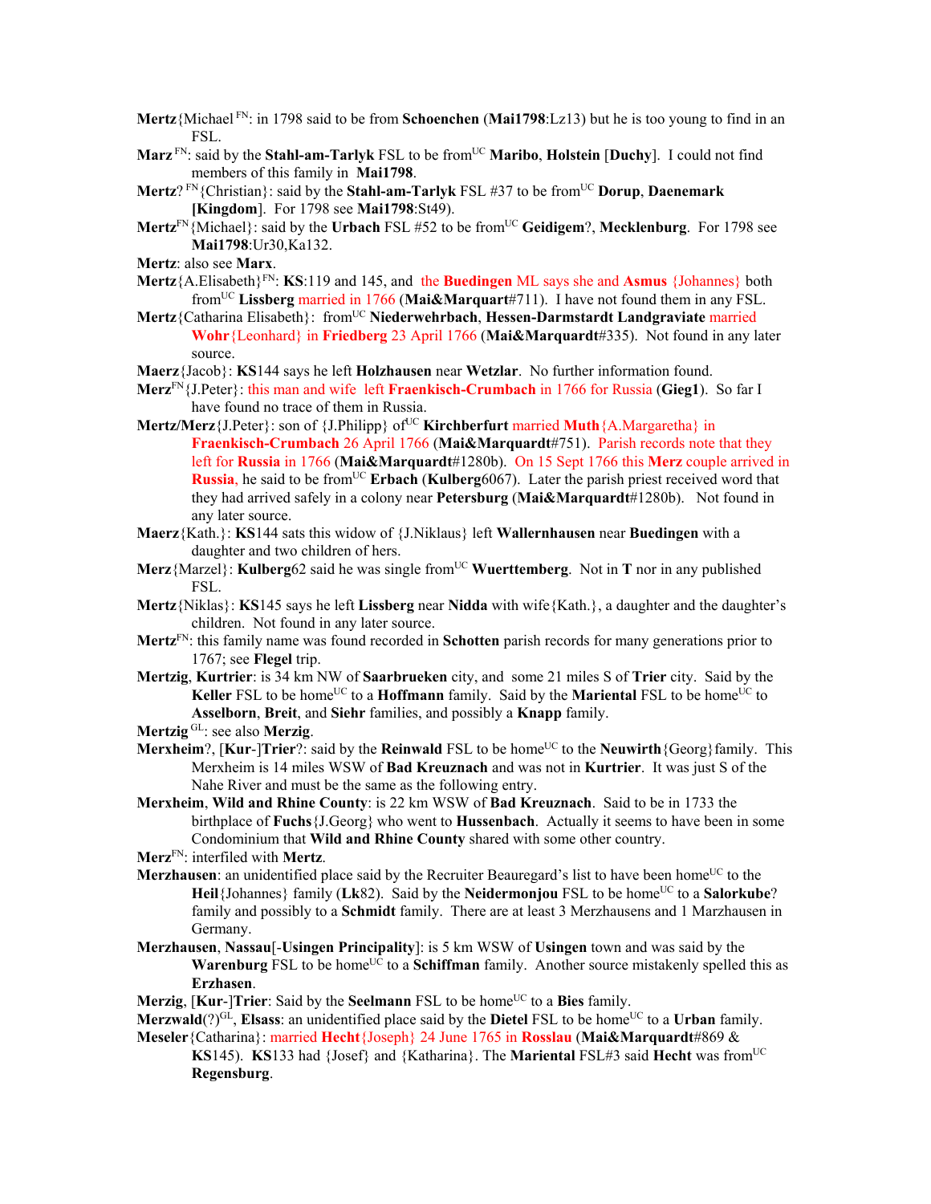**Mertz**{Michael[FN]: in 1798 said to be from **Schoenchen** (**Mai1798**:Lz13) but he is too young to find in an FSL.

**Marz**[FN]: said by the **Stahl-am-Tarlyk** FSL to be from[UC] **Maribo**, **Holstein** [**Duchy**]. I could not find members of this family in **Mai1798**.

**Mertz**?[FN]{Christian}: said by the **Stahl-am-Tarlyk** FSL #37 to be from[UC] **Dorup**, **Daenemark [Kingdom]**. For 1798 see **Mai1798**:St49).

**Mertz**[FN]{Michael}: said by the **Urbach** FSL #52 to be from[UC] **Geidigem**?, **Mecklenburg**. For 1798 see **Mai1798**:Ur30,Ka132.

**Mertz**: also see **Marx**.

**Mertz**{A.Elisabeth}[FN]: **KS**:119 and 145, and the **Buedingen** ML says she and **Asmus** {Johannes} both from[UC] **Lissberg** married in 1766 (**Mai&Marquart**#711). I have not found them in any FSL.

**Mertz**{Catharina Elisabeth}: from[UC] **Niederwehrbach**, **Hessen-Darmstardt Landgraviate** married **Wohr**{Leonhard} in **Friedberg** 23 April 1766 (**Mai&Marquardt**#335). Not found in any later source.

**Maerz**{Jacob}: **KS**144 says he left **Holzhausen** near **Wetzlar**. No further information found.

**Merz**[FN]{J.Peter}: this man and wife left **Fraenkisch-Crumbach** in 1766 for Russia (**Gieg1**). So far I have found no trace of them in Russia.

**Mertz/Merz**{J.Peter}: son of {J.Philipp} of[UC] **Kirchberfurt** married **Muth**{A.Margaretha} in **Fraenkisch-Crumbach** 26 April 1766 (**Mai&Marquardt**#751). Parish records note that they left for **Russia** in 1766 (**Mai&Marquardt**#1280b). On 15 Sept 1766 this **Merz** couple arrived in **Russia**, he said to be from[UC] **Erbach** (**Kulberg**6067). Later the parish priest received word that they had arrived safely in a colony near **Petersburg** (**Mai&Marquardt**#1280b). Not found in any later source.

**Maerz**{Kath.}: **KS**144 sats this widow of {J.Niklaus} left **Wallernhausen** near **Buedingen** with a daughter and two children of hers.

**Merz**{Marzel}: **Kulberg**62 said he was single from[UC] **Wuerttemberg**. Not in **T** nor in any published FSL.

**Mertz**{Niklas}: **KS**145 says he left **Lissberg** near **Nidda** with wife{Kath.}, a daughter and the daughter's children. Not found in any later source.

**Mertz**[FN]: this family name was found recorded in **Schotten** parish records for many generations prior to 1767; see **Flegel** trip.

**Mertzig**, **Kurtrier**: is 34 km NW of **Saarbrueken** city, and some 21 miles S of **Trier** city. Said by the **Keller** FSL to be home[UC] to a **Hoffmann** family. Said by the **Mariental** FSL to be home[UC] to **Asselborn**, **Breit**, and **Siehr** families, and possibly a **Knapp** family.

**Mertzig**[GL]: see also **Merzig**.

**Merxheim**?, [**Kur**-]**Trier**?: said by the **Reinwald** FSL to be home[UC] to the **Neuwirth**{Georg}family. This Merxheim is 14 miles WSW of **Bad Kreuznach** and was not in **Kurtrier**. It was just S of the Nahe River and must be the same as the following entry.

**Merxheim**, **Wild and Rhine County**: is 22 km WSW of **Bad Kreuznach**. Said to be in 1733 the birthplace of **Fuchs**{J.Georg} who went to **Hussenbach**. Actually it seems to have been in some Condominium that **Wild and Rhine County** shared with some other country.

**Merz**[FN]: interfiled with **Mertz**.

**Merzhausen**: an unidentified place said by the Recruiter Beauregard's list to have been home[UC] to the **Heil**{Johannes} family (**Lk**82). Said by the **Neidermonjou** FSL to be home[UC] to a **Salorkube**? family and possibly to a **Schmidt** family. There are at least 3 Merzhausens and 1 Marzhausen in Germany.

**Merzhausen**, **Nassau**[-**Usingen Principality**]: is 5 km WSW of **Usingen** town and was said by the **Warenburg** FSL to be home[UC] to a **Schiffman** family. Another source mistakenly spelled this as **Erzhasen**.

**Merzig**, [**Kur**-]**Trier**: Said by the **Seelmann** FSL to be home[UC] to a **Bies** family.

**Merzwald**(?)[GL], **Elsass**: an unidentified place said by the **Dietel** FSL to be home[UC] to a **Urban** family.

**Meseler**{Catharina}: married **Hecht**{Joseph} 24 June 1765 in **Rosslau** (**Mai&Marquardt**#869 & **KS**145). **KS**133 had {Josef} and {Katharina}. The **Mariental** FSL#3 said **Hecht** was from[UC] **Regensburg**.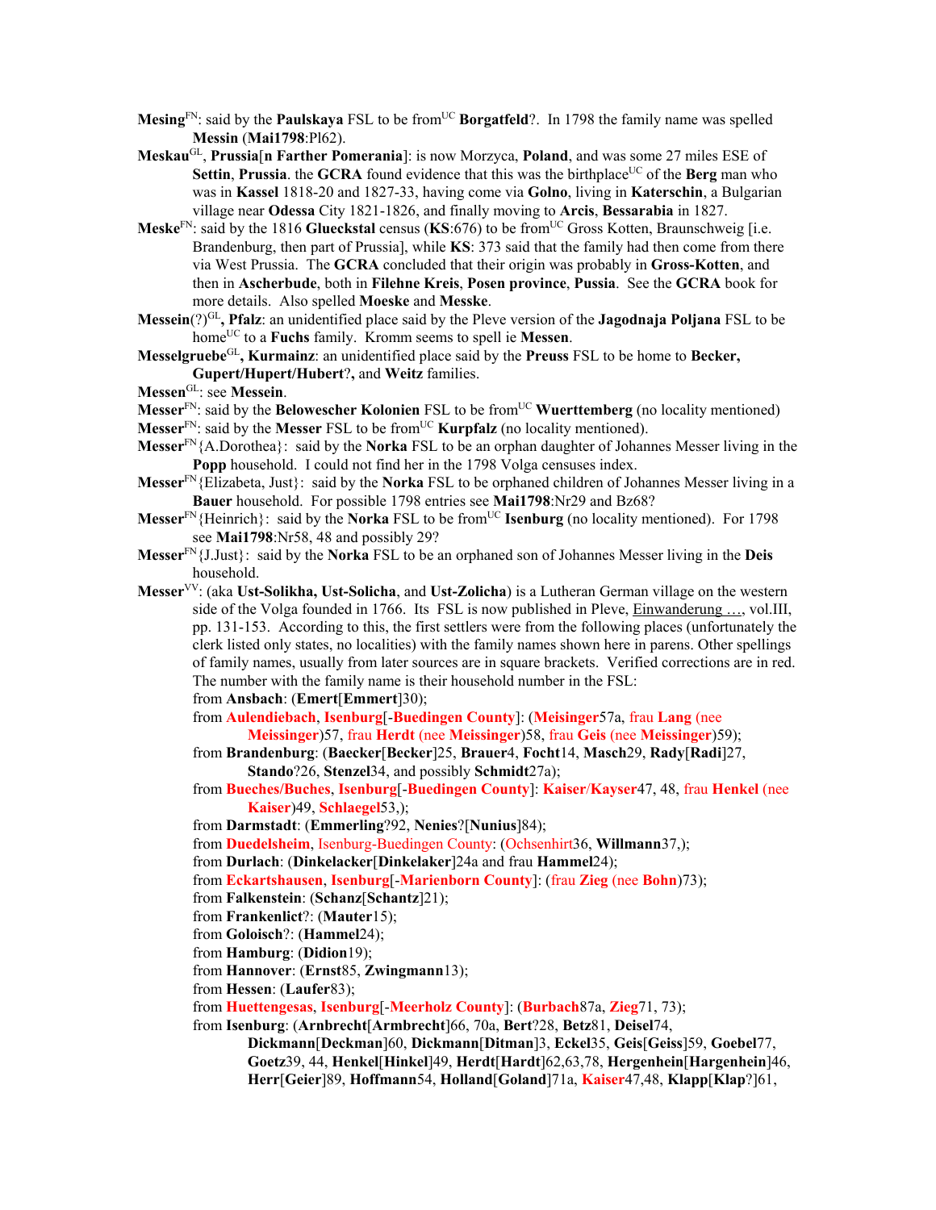**Mesing**[FN]: said by the **Paulskaya** FSL to be from[UC] **Borgatfeld**?. In 1798 the family name was spelled **Messin** (**Mai1798**:Pl62).

**Meskau**[GL], **Prussia**[**n Farther Pomerania**]: is now Morzyca, **Poland**, and was some 27 miles ESE of **Settin**, **Prussia**. the **GCRA** found evidence that this was the birthplace[UC] of the **Berg** man who was in **Kassel** 1818-20 and 1827-33, having come via **Golno**, living in **Katerschin**, a Bulgarian village near **Odessa** City 1821-1826, and finally moving to **Arcis**, **Bessarabia** in 1827.

**Meske**[FN]: said by the 1816 **Glueckstal** census (**KS**:676) to be from[UC] Gross Kotten, Braunschweig [i.e. Brandenburg, then part of Prussia], while **KS**: 373 said that the family had then come from there via West Prussia. The **GCRA** concluded that their origin was probably in **Gross-Kotten**, and then in **Ascherbude**, both in **Filehne Kreis**, **Posen province**, **Pussia**. See the **GCRA** book for more details. Also spelled **Moeske** and **Messke**.

**Messein**(?)[GL]**, Pfalz**: an unidentified place said by the Pleve version of the **Jagodnaja Poljana** FSL to be home[UC] to a **Fuchs** family. Kromm seems to spell ie **Messen**.

**Messelgruebe**[GL]**, Kurmainz**: an unidentified place said by the **Preuss** FSL to be home to **Becker, Gupert/Hupert/Hubert**?, and **Weitz** families.

**Messen**[GL]: see **Messein**.

**Messer**[FN]: said by the **Belowescher Kolonien** FSL to be from[UC] **Wuerttemberg** (no locality mentioned)

**Messer**[FN]: said by the **Messer** FSL to be from[UC] **Kurpfalz** (no locality mentioned).

**Messer**[FN]{A.Dorothea}: said by the **Norka** FSL to be an orphan daughter of Johannes Messer living in the **Popp** household. I could not find her in the 1798 Volga censuses index.

**Messer**[FN]{Elizabeta, Just}: said by the **Norka** FSL to be orphaned children of Johannes Messer living in a **Bauer** household. For possible 1798 entries see **Mai1798**:Nr29 and Bz68?

**Messer**[FN]{Heinrich}: said by the **Norka** FSL to be from[UC] **Isenburg** (no locality mentioned). For 1798 see **Mai1798**:Nr58, 48 and possibly 29?

**Messer**[FN]{J.Just}: said by the **Norka** FSL to be an orphaned son of Johannes Messer living in the **Deis** household.

**Messer**[VV]: (aka **Ust-Solikha, Ust-Solicha**, and **Ust-Zolicha**) is a Lutheran German village on the western side of the Volga founded in 1766. Its FSL is now published in Pleve, Einwanderung …, vol.III, pp. 131-153. According to this, the first settlers were from the following places (unfortunately the clerk listed only states, no localities) with the family names shown here in parens. Other spellings of family names, usually from later sources are in square brackets. Verified corrections are in red. The number with the family name is their household number in the FSL:

from **Ansbach**: (**Emert**[**Emmert**]30);

from **Aulendiebach**, **Isenburg**[-**Buedingen County**]: (**Meisinger**57a, frau **Lang** (nee **Meissinger**)57, frau **Herdt** (nee **Meissinger**)58, frau **Geis** (nee **Meissinger**)59);

from **Brandenburg**: (**Baecker**[**Becker**]25, **Brauer**4, **Focht**14, **Masch**29, **Rady**[**Radi**]27, **Stando**?26, **Stenzel**34, and possibly **Schmidt**27a);

from **Bueches/Buches**, **Isenburg**[-**Buedingen County**]: **Kaiser**/**Kayser**47, 48, frau **Henkel** (nee **Kaiser**)49, **Schlaegel**53,);

from **Darmstadt**: (**Emmerling**?92, **Nenies**?[**Nunius**]84);

from **Duedelsheim**, Isenburg-Buedingen County: (Ochsenhirt36, **Willmann**37,);

from **Durlach**: (**Dinkelacker**[**Dinkelaker**]24a and frau **Hammel**24);

from **Eckartshausen**, **Isenburg**[-**Marienborn County**]: (frau **Zieg** (nee **Bohn**)73);

from **Falkenstein**: (**Schanz**[**Schantz**]21);

from **Frankenlict**?: (**Mauter**15);

from **Goloisch**?: (**Hammel**24);

from **Hamburg**: (**Didion**19);

from **Hannover**: (**Ernst**85, **Zwingmann**13);

from **Hessen**: (**Laufer**83);

from **Huettengesas**, **Isenburg**[-**Meerholz County**]: (**Burbach**87a, **Zieg**71, 73);

from **Isenburg**: (**Arnbrecht**[**Armbrecht**]66, 70a, **Bert**?28, **Betz**81, **Deisel**74, **Dickmann**[**Deckman**]60, **Dickmann**[**Ditman**]3, **Eckel**35, **Geis**[**Geiss**]59, **Goebel**77, **Goetz**39, 44, **Henkel**[**Hinkel**]49, **Herdt**[**Hardt**]62,63,78, **Hergenhein**[**Hargenhein**]46, **Herr**[**Geier**]89, **Hoffmann**54, **Holland**[**Goland**]71a, **Kaiser**47,48, **Klapp**[**Klap**?]61,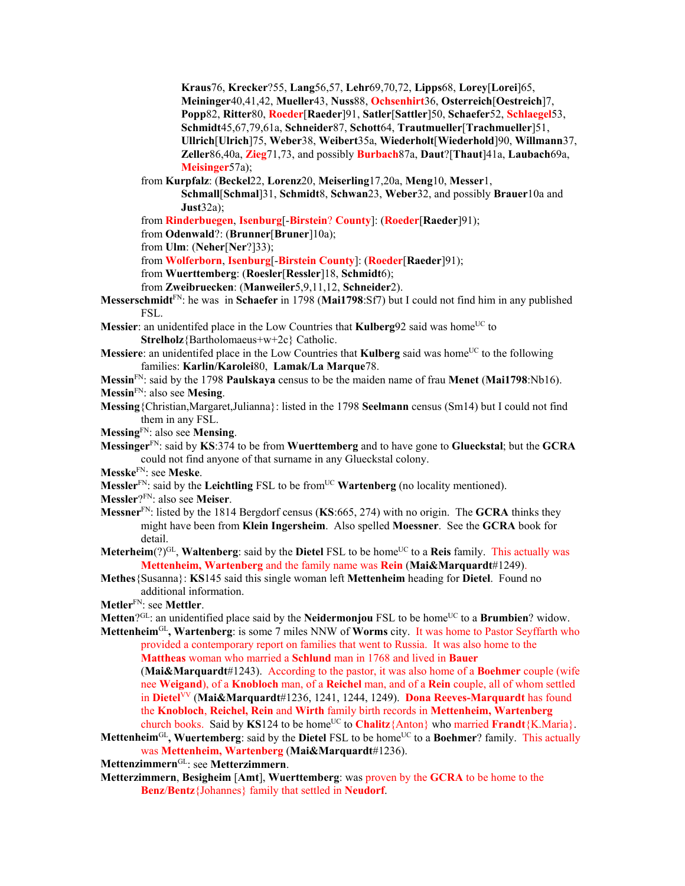**Kraus**76, **Krecker**?55, **Lang**56,57, **Lehr**69,70,72, **Lipps**68, **Lorey**[**Lorei**]65, **Meininger**40,41,42, **Mueller**43, **Nuss**88, **Ochsenhirt**36, **Osterreich**[**Oestreich**]7, **Popp**82, **Ritter**80, **Roeder**[**Raeder**]91, **Satler**[**Sattler**]50, **Schaefer**52, **Schlaegel**53, **Schmidt**45,67,79,61a, **Schneider**87, **Schott**64, **Trautmueller**[**Trachmueller**]51, **Ullrich**[**Ulrich**]75, **Weber**38, **Weibert**35a, **Wiederholt**[**Wiederhold**]90, **Willmann**37, **Zeller**86,40a, **Zieg**71,73, and possibly **Burbach**87a, **Daut**?[**Thaut**]41a, **Laubach**69a, **Meisinger**57a);

from **Kurpfalz**: (**Beckel**22, **Lorenz**20, **Meiserling**17,20a, **Meng**10, **Messer**1, **Schmall**[**Schmal**]31, **Schmidt**8, **Schwan**23, **Weber**32, and possibly **Brauer**10a and **Just**32a);

from **Rinderbuegen**, **Isenburg**[-**Birstein**? **County**]: (**Roeder**[**Raeder**]91);

from **Odenwald**?: (**Brunner**[**Bruner**]10a);

from **Ulm**: (**Neher**[**Ner**?]33);

from **Wolferborn**, **Isenburg**[-**Birstein County**]: (**Roeder**[**Raeder**]91);

from **Wuerttemberg**: (**Roesler**[**Ressler**]18, **Schmidt**6);

from **Zweibruecken**: (**Manweiler**5,9,11,12, **Schneider**2).

**Messerschmidt**FN: he was in **Schaefer** in 1798 (**Mai1798**:Sf7) but I could not find him in any published FSL.

**Messier**: an unidentifed place in the Low Countries that **Kulberg**92 said was homeUC to **Strelholz**{Bartholomaeus+w+2c} Catholic.

**Messiere**: an unidentifed place in the Low Countries that **Kulberg** said was homeUC to the following families: **Karlin/Karolei**80, **Lamak/La Marque**78.

**Messin**FN: said by the 1798 **Paulskaya** census to be the maiden name of frau **Menet** (**Mai1798**:Nb16).

**Messin**FN: also see **Mesing**.

**Messing**{Christian,Margaret,Julianna}: listed in the 1798 **Seelmann** census (Sm14) but I could not find them in any FSL.

**Messing**FN: also see **Mensing**.

**Messinger**FN: said by **KS**:374 to be from **Wuerttemberg** and to have gone to **Glueckstal**; but the **GCRA** could not find anyone of that surname in any Glueckstal colony.

**Messke**FN: see **Meske**.

**Messler**FN: said by the **Leichtling** FSL to be fromUC **Wartenberg** (no locality mentioned).

**Messler**?FN: also see **Meiser**.

**Messner**FN: listed by the 1814 Bergdorf census (**KS**:665, 274) with no origin. The **GCRA** thinks they might have been from **Klein Ingersheim**. Also spelled **Moessner**. See the **GCRA** book for detail.

**Meterheim**(?)GL, **Waltenberg**: said by the **Dietel** FSL to be homeUC to a **Reis** family. This actually was **Mettenheim, Wartenberg** and the family name was **Rein** (**Mai&Marquardt**#1249).

**Methes**{Susanna}: **KS**145 said this single woman left **Mettenheim** heading for **Dietel**. Found no additional information.

**Metler**FN: see **Mettler**.

**Metten**?GL: an unidentified place said by the **Neidermonjou** FSL to be homeUC to a **Brumbien**? widow.

**Mettenheim**GL**, Wartenberg**: is some 7 miles NNW of **Worms** city. It was home to Pastor Seyffarth who provided a contemporary report on families that went to Russia. It was also home to the **Mattheas** woman who married a **Schlund** man in 1768 and lived in **Bauer** (**Mai&Marquardt**#1243). According to the pastor, it was also home of a **Boehmer** couple (wife nee **Weigand**), of a **Knobloch** man, of a **Reichel** man, and of a **Rein** couple, all of whom settled in **Dietel**VV (**Mai&Marquardt**#1236, 1241, 1244, 1249). **Dona Reeves-Marquardt** has found the **Knobloch**, **Reichel, Rein** and **Wirth** family birth records in **Mettenheim, Wartenberg** church books. Said by **KS**124 to be homeUC to **Chalitz**{Anton} who married **Frandt**{K.Maria}.

**Mettenheim**GL**, Wuertemberg**: said by the **Dietel** FSL to be homeUC to a **Boehmer**? family. This actually was **Mettenheim, Wartenberg** (**Mai&Marquardt**#1236).

**Mettenzimmern**GL: see **Metterzimmern**.

**Metterzimmern**, **Besigheim** [**Amt**], **Wuerttemberg**: was proven by the **GCRA** to be home to the **Benz**/**Bentz**{Johannes} family that settled in **Neudorf**.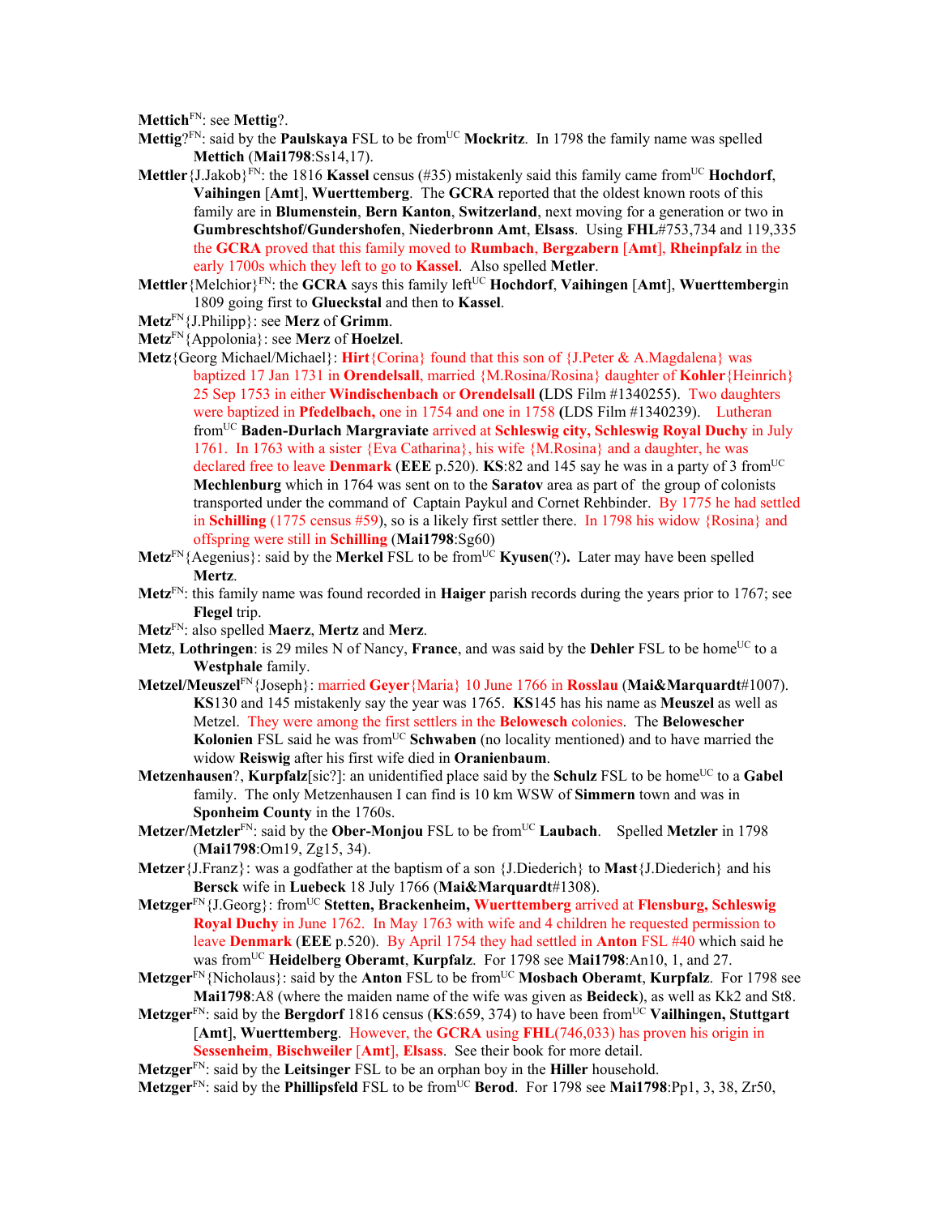**Mettich**[FN]: see **Mettig**?.

**Mettig**?[FN]: said by the **Paulskaya** FSL to be from[UC] **Mockritz**. In 1798 the family name was spelled **Mettich** (**Mai1798**:Ss14,17).

**Mettler**{J.Jakob}[FN]: the 1816 **Kassel** census (#35) mistakenly said this family came from[UC] **Hochdorf**, **Vaihingen** [**Amt**], **Wuerttemberg**. The **GCRA** reported that the oldest known roots of this family are in **Blumenstein**, **Bern Kanton**, **Switzerland**, next moving for a generation or two in **Gumbreschtshof/Gundershofen**, **Niederbronn Amt**, **Elsass**. Using **FHL**#753,734 and 119,335 the **GCRA** proved that this family moved to **Rumbach**, **Bergzabern** [**Amt**], **Rheinpfalz** in the early 1700s which they left to go to **Kassel**. Also spelled **Metler**.

**Mettler**{Melchior}[FN]: the **GCRA** says this family left[UC] **Hochdorf**, **Vaihingen** [**Amt**], **Wuerttemberg**in 1809 going first to **Glueckstal** and then to **Kassel**.

**Metz**[FN]{J.Philipp}: see **Merz** of **Grimm**.

**Metz**[FN]{Appolonia}: see **Merz** of **Hoelzel**.

**Metz**{Georg Michael/Michael}: **Hirt**{Corina} found that this son of {J.Peter & A.Magdalena} was baptized 17 Jan 1731 in **Orendelsall**, married {M.Rosina/Rosina} daughter of **Kohler**{Heinrich} 25 Sep 1753 in either **Windischenbach** or **Orendelsall** (LDS Film #1340255). Two daughters were baptized in **Pfedelbach,** one in 1754 and one in 1758 (LDS Film #1340239). Lutheran from[UC] **Baden-Durlach Margraviate** arrived at **Schleswig city, Schleswig Royal Duchy** in July 1761. In 1763 with a sister {Eva Catharina}, his wife {M.Rosina} and a daughter, he was declared free to leave **Denmark** (**EEE** p.520). **KS**:82 and 145 say he was in a party of 3 from[UC] **Mechlenburg** which in 1764 was sent on to the **Saratov** area as part of the group of colonists transported under the command of Captain Paykul and Cornet Rehbinder. By 1775 he had settled in **Schilling** (1775 census #59), so is a likely first settler there. In 1798 his widow {Rosina} and offspring were still in **Schilling** (**Mai1798**:Sg60)

**Metz**[FN]{Aegenius}: said by the **Merkel** FSL to be from[UC] **Kyusen**(?)**.** Later may have been spelled **Mertz**.

**Metz**[FN]: this family name was found recorded in **Haiger** parish records during the years prior to 1767; see **Flegel** trip.

**Metz**[FN]: also spelled **Maerz**, **Mertz** and **Merz**.

**Metz**, **Lothringen**: is 29 miles N of Nancy, **France**, and was said by the **Dehler** FSL to be home[UC] to a **Westphale** family.

**Metzel/Meuszel**[FN]{Joseph}: married **Geyer**{Maria} 10 June 1766 in **Rosslau** (**Mai&Marquardt**#1007). **KS**130 and 145 mistakenly say the year was 1765. **KS**145 has his name as **Meuszel** as well as Metzel. They were among the first settlers in the **Belowesch** colonies. The **Belowescher Kolonien** FSL said he was from[UC] **Schwaben** (no locality mentioned) and to have married the widow **Reiswig** after his first wife died in **Oranienbaum**.

**Metzenhausen**?, **Kurpfalz**[sic?]: an unidentified place said by the **Schulz** FSL to be home[UC] to a **Gabel** family. The only Metzenhausen I can find is 10 km WSW of **Simmern** town and was in **Sponheim County** in the 1760s.

**Metzer/Metzler**[FN]: said by the **Ober-Monjou** FSL to be from[UC] **Laubach**. Spelled **Metzler** in 1798 (**Mai1798**:Om19, Zg15, 34).

**Metzer**{J.Franz}: was a godfather at the baptism of a son {J.Diederich} to **Mast**{J.Diederich} and his **Bersck** wife in **Luebeck** 18 July 1766 (**Mai&Marquardt**#1308).

**Metzger**[FN]{J.Georg}: from[UC] **Stetten, Brackenheim, Wuerttemberg** arrived at **Flensburg, Schleswig Royal Duchy** in June 1762. In May 1763 with wife and 4 children he requested permission to leave **Denmark** (**EEE** p.520). By April 1754 they had settled in **Anton** FSL #40 which said he was from[UC] **Heidelberg Oberamt**, **Kurpfalz**. For 1798 see **Mai1798**:An10, 1, and 27.

**Metzger**[FN]{Nicholaus}: said by the **Anton** FSL to be from[UC] **Mosbach Oberamt**, **Kurpfalz**. For 1798 see **Mai1798**:A8 (where the maiden name of the wife was given as **Beideck**), as well as Kk2 and St8.

**Metzger**[FN]: said by the **Bergdorf** 1816 census (**KS**:659, 374) to have been from[UC] **Vailhingen, Stuttgart** [**Amt**], **Wuerttemberg**. However, the **GCRA** using **FHL**(746,033) has proven his origin in **Sessenheim**, **Bischweiler** [**Amt**], **Elsass**. See their book for more detail.

**Metzger**[FN]: said by the **Leitsinger** FSL to be an orphan boy in the **Hiller** household.

**Metzger**[FN]: said by the **Phillipsfeld** FSL to be from[UC] **Berod**. For 1798 see **Mai1798**:Pp1, 3, 38, Zr50,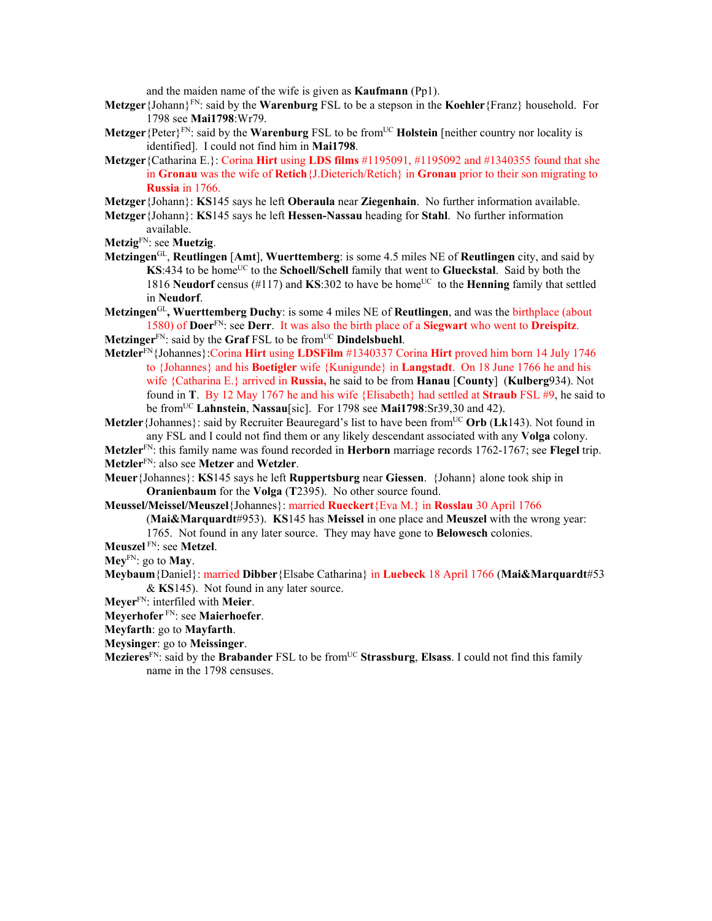and the maiden name of the wife is given as **Kaufmann** (Pp1).

**Metzger**{Johann}[FN]: said by the **Warenburg** FSL to be a stepson in the **Koehler**{Franz} household. For 1798 see **Mai1798**:Wr79.

**Metzger**{Peter}[FN]: said by the **Warenburg** FSL to be from[UC] **Holstein** [neither country nor locality is identified]. I could not find him in **Mai1798**.

**Metzger**{Catharina E.}: Corina **Hirt** using **LDS films** #1195091, #1195092 and #1340355 found that she in **Gronau** was the wife of **Retich**{J.Dieterich/Retich} in **Gronau** prior to their son migrating to **Russia** in 1766.

**Metzger**{Johann}: **KS**145 says he left **Oberaula** near **Ziegenhain**. No further information available.

**Metzger**{Johann}: **KS**145 says he left **Hessen-Nassau** heading for **Stahl**. No further information available.

**Metzig**[FN]: see **Muetzig**.

**Metzingen**[GL], **Reutlingen** [**Amt**], **Wuerttemberg**: is some 4.5 miles NE of **Reutlingen** city, and said by **KS**:434 to be home[UC] to the **Schoell/Schell** family that went to **Glueckstal**. Said by both the 1816 **Neudorf** census (#117) and **KS**:302 to have be home[UC] to the **Henning** family that settled in **Neudorf**.

**Metzingen**[GL]**, Wuerttemberg Duchy**: is some 4 miles NE of **Reutlingen**, and was the birthplace (about 1580) of **Doer**[FN]: see **Derr**. It was also the birth place of a **Siegwart** who went to **Dreispitz**.

**Metzinger**[FN]: said by the **Graf** FSL to be from[UC] **Dindelsbuehl**.

**Metzler**[FN]{Johannes}:Corina **Hirt** using **LDSFilm** #1340337 Corina **Hirt** proved him born 14 July 1746 to {Johannes} and his **Boetigler** wife {Kunigunde} in **Langstadt**. On 18 June 1766 he and his wife {Catharina E.} arrived in **Russia,** he said to be from **Hanau** [**County**] (**Kulberg**934). Not found in **T**. By 12 May 1767 he and his wife {Elisabeth} had settled at **Straub** FSL #9, he said to be from[UC] **Lahnstein**, **Nassau**[sic]. For 1798 see **Mai1798**:Sr39,30 and 42).

**Metzler**{Johannes}: said by Recruiter Beauregard's list to have been from[UC] **Orb** (**Lk**143). Not found in any FSL and I could not find them or any likely descendant associated with any **Volga** colony.

**Metzler**[FN]: this family name was found recorded in **Herborn** marriage records 1762-1767; see **Flegel** trip.

**Metzler**[FN]: also see **Metzer** and **Wetzler**.

**Meuer**{Johannes}: **KS**145 says he left **Ruppertsburg** near **Giessen**. {Johann} alone took ship in **Oranienbaum** for the **Volga** (**T**2395). No other source found.

**Meussel/Meissel/Meuszel**{Johannes}: married **Rueckert**{Eva M.} in **Rosslau** 30 April 1766 (**Mai&Marquardt**#953). **KS**145 has **Meissel** in one place and **Meuszel** with the wrong year: 1765. Not found in any later source. They may have gone to **Belowesch** colonies.

**Meuszel** [FN]: see **Metzel**.

**Mey**[FN]: go to **May**.

**Meybaum**{Daniel}: married **Dibber**{Elsabe Catharina} in **Luebeck** 18 April 1766 (**Mai&Marquardt**#53 & **KS**145). Not found in any later source.

**Meyer**[FN]: interfiled with **Meier**.

**Meyerhofer** [FN]: see **Maierhoefer**.

**Meyfarth**: go to **Mayfarth**.

**Meysinger**: go to **Meissinger**.

**Mezieres**[FN]: said by the **Brabander** FSL to be from[UC] **Strassburg**, **Elsass**. I could not find this family name in the 1798 censuses.